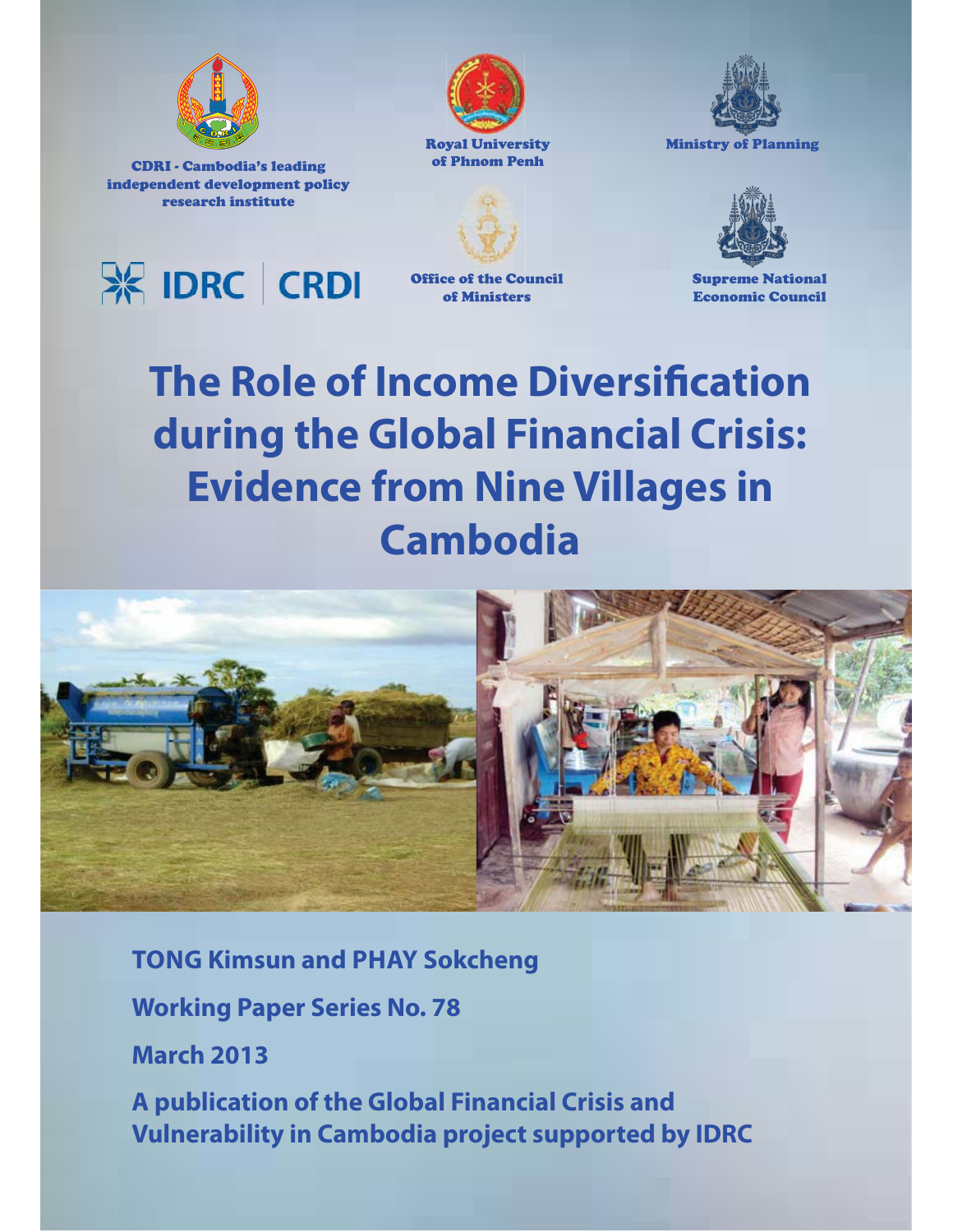CDRI - Cambodia's leading independent development policy research institute

Royal University of Phnom Penh

Ministry of Planning

IDRC | CRDI

Office of the Council of Ministers

Supreme National Economic Council

# The Role of Income Diversification during the Global Financial Crisis: Evidence from Nine Villages in Cambodia

**TONG Kimsun and PHAY Sokcheng**

**Working Paper Series No. 78**

**March 2013**

**A publication of the Global Financial Crisis and Vulnerability in Cambodia project supported by IDRC**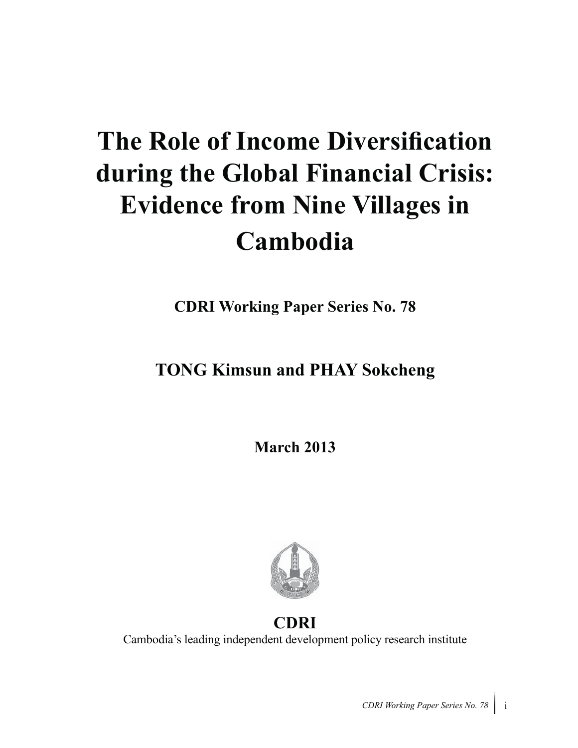# The Role of Income Diversification during the Global Financial Crisis: Evidence from Nine Villages in Cambodia

**CDRI Working Paper Series No. 78**

**TONG Kimsun and PHAY Sokcheng**

**March 2013**

**CDRI**

Cambodia's leading independent development policy research institute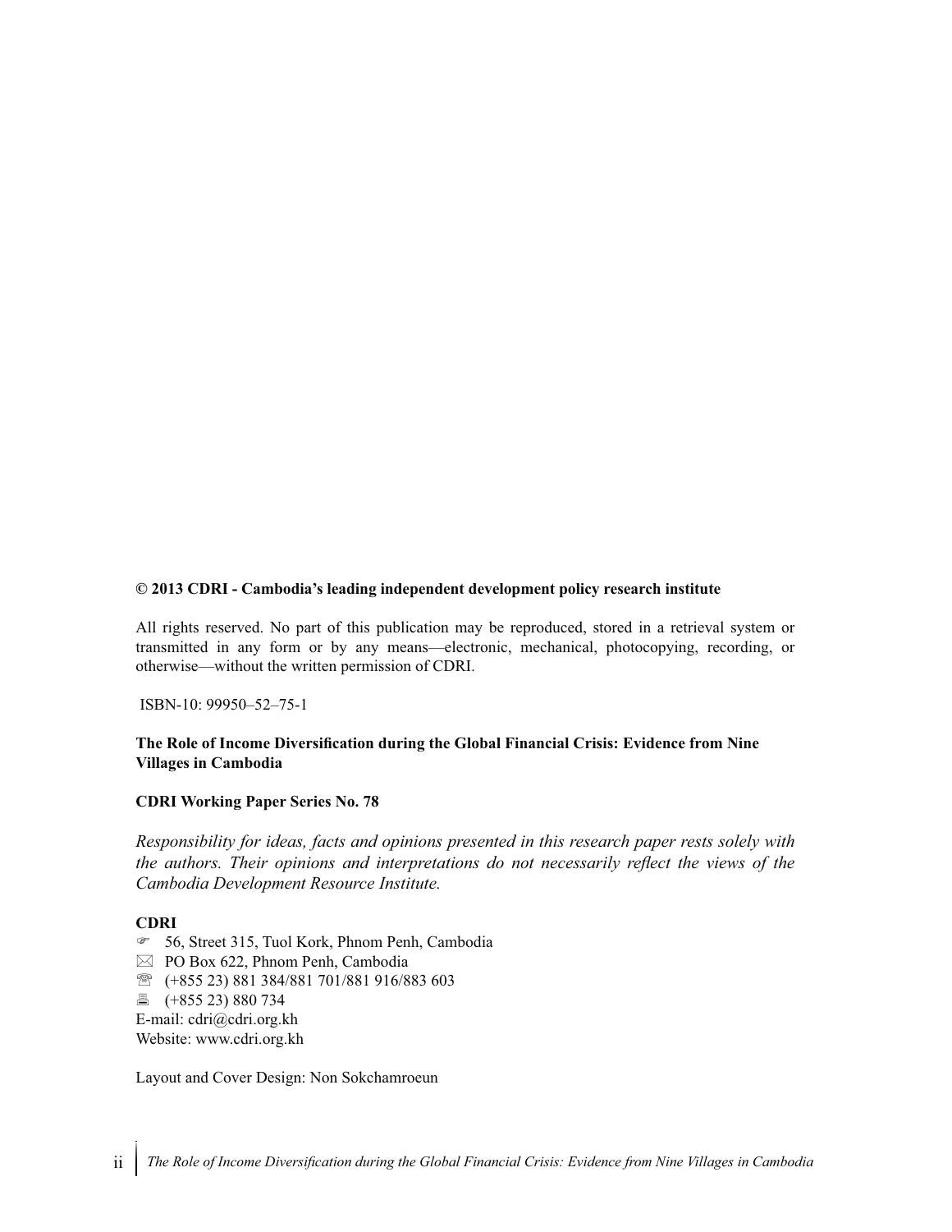**© 2013 CDRI - Cambodia's leading independent development policy research institute**

All rights reserved. No part of this publication may be reproduced, stored in a retrieval system or transmitted in any form or by any means—electronic, mechanical, photocopying, recording, or otherwise—without the written permission of CDRI.

ISBN-10: 99950–52–75-1

**The Role of Income Diversification during the Global Financial Crisis: Evidence from Nine Villages in Cambodia**

**CDRI Working Paper Series No. 78**

*Responsibility for ideas, facts and opinions presented in this research paper rests solely with the authors. Their opinions and interpretations do not necessarily reflect the views of the Cambodia Development Resource Institute.*

**CDRI**

☞ 56, Street 315, Tuol Kork, Phnom Penh, Cambodia
⊠ PO Box 622, Phnom Penh, Cambodia
☏ (+855 23) 881 384/881 701/881 916/883 603
🖷 (+855 23) 880 734
E-mail: cdri@cdri.org.kh
Website: www.cdri.org.kh

Layout and Cover Design: Non Sokchamroeun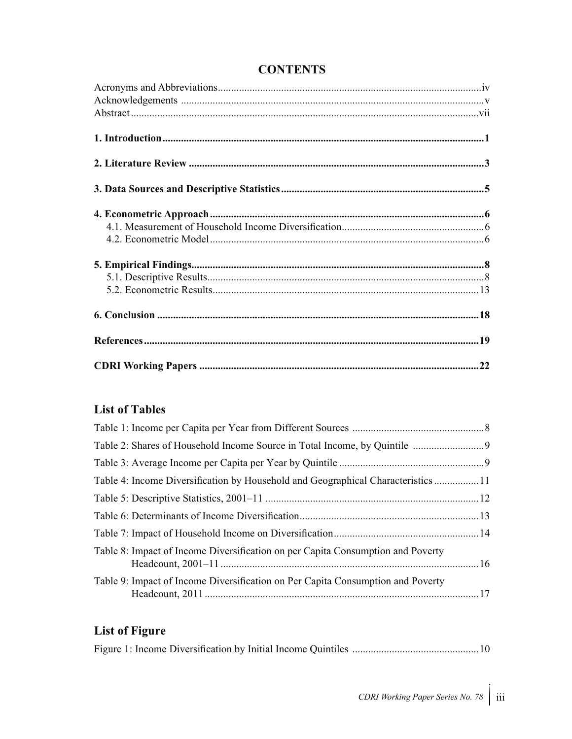# CONTENTS

Acronyms and Abbreviations....iv
Acknowledgements ....v
Abstract....vii

**1. Introduction....1**

**2. Literature Review ....3**

**3. Data Sources and Descriptive Statistics....5**

**4. Econometric Approach....6**
4.1. Measurement of Household Income Diversification....6
4.2. Econometric Model....6

**5. Empirical Findings....8**
5.1. Descriptive Results....8
5.2. Econometric Results....13

**6. Conclusion ....18**

**References....19**

**CDRI Working Papers ....22**

## List of Tables

Table 1: Income per Capita per Year from Different Sources ....8
Table 2: Shares of Household Income Source in Total Income, by Quintile ....9
Table 3: Average Income per Capita per Year by Quintile ....9
Table 4: Income Diversification by Household and Geographical Characteristics ....11
Table 5: Descriptive Statistics, 2001–11 ....12
Table 6: Determinants of Income Diversification....13
Table 7: Impact of Household Income on Diversification....14
Table 8: Impact of Income Diversification on per Capita Consumption and Poverty Headcount, 2001–11 ....16
Table 9: Impact of Income Diversification on Per Capita Consumption and Poverty Headcount, 2011 ....17

## List of Figure

Figure 1: Income Diversification by Initial Income Quintiles ....10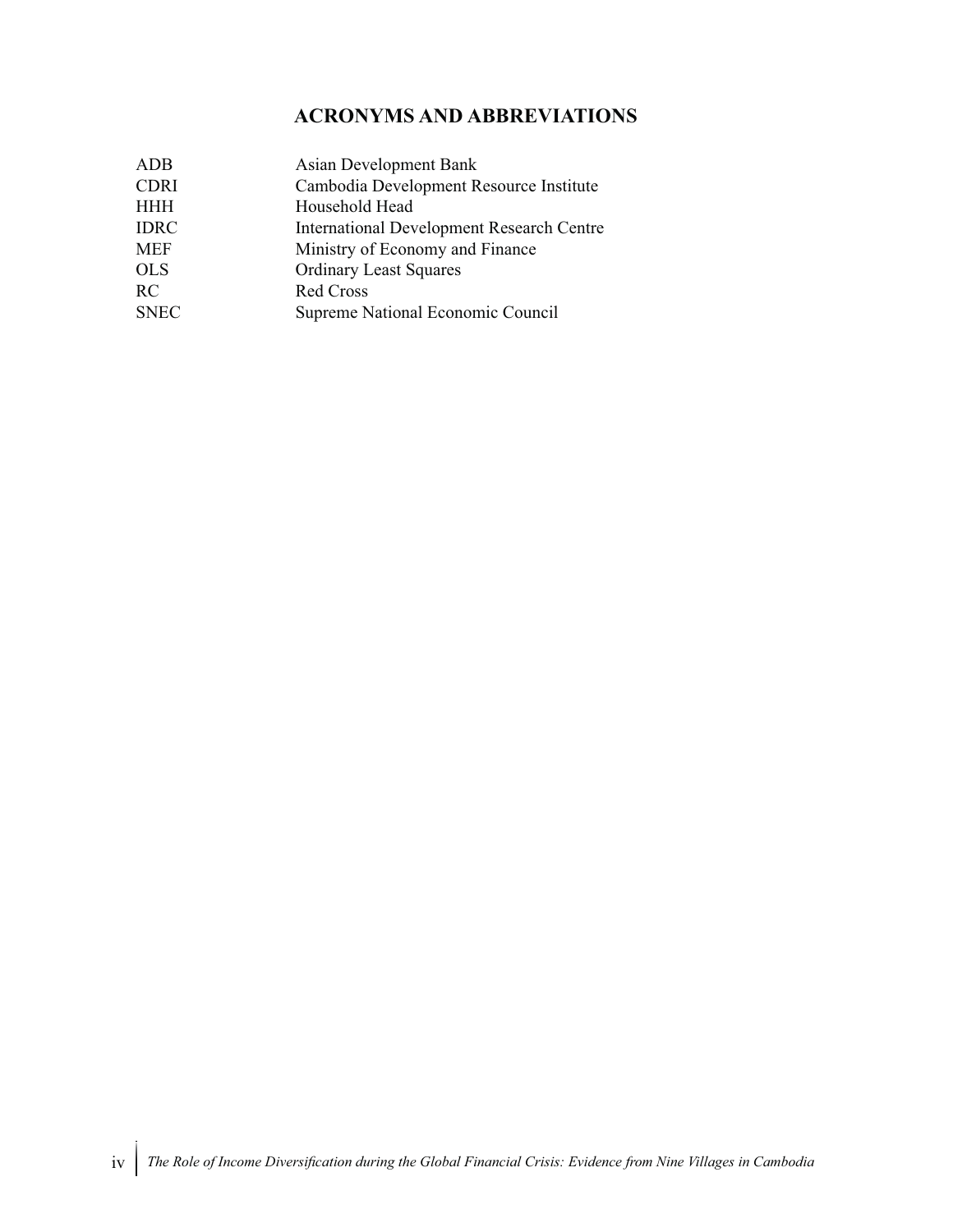# ACRONYMS AND ABBREVIATIONS

| | |
|---|---|
| ADB | Asian Development Bank |
| CDRI | Cambodia Development Resource Institute |
| HHH | Household Head |
| IDRC | International Development Research Centre |
| MEF | Ministry of Economy and Finance |
| OLS | Ordinary Least Squares |
| RC | Red Cross |
| SNEC | Supreme National Economic Council |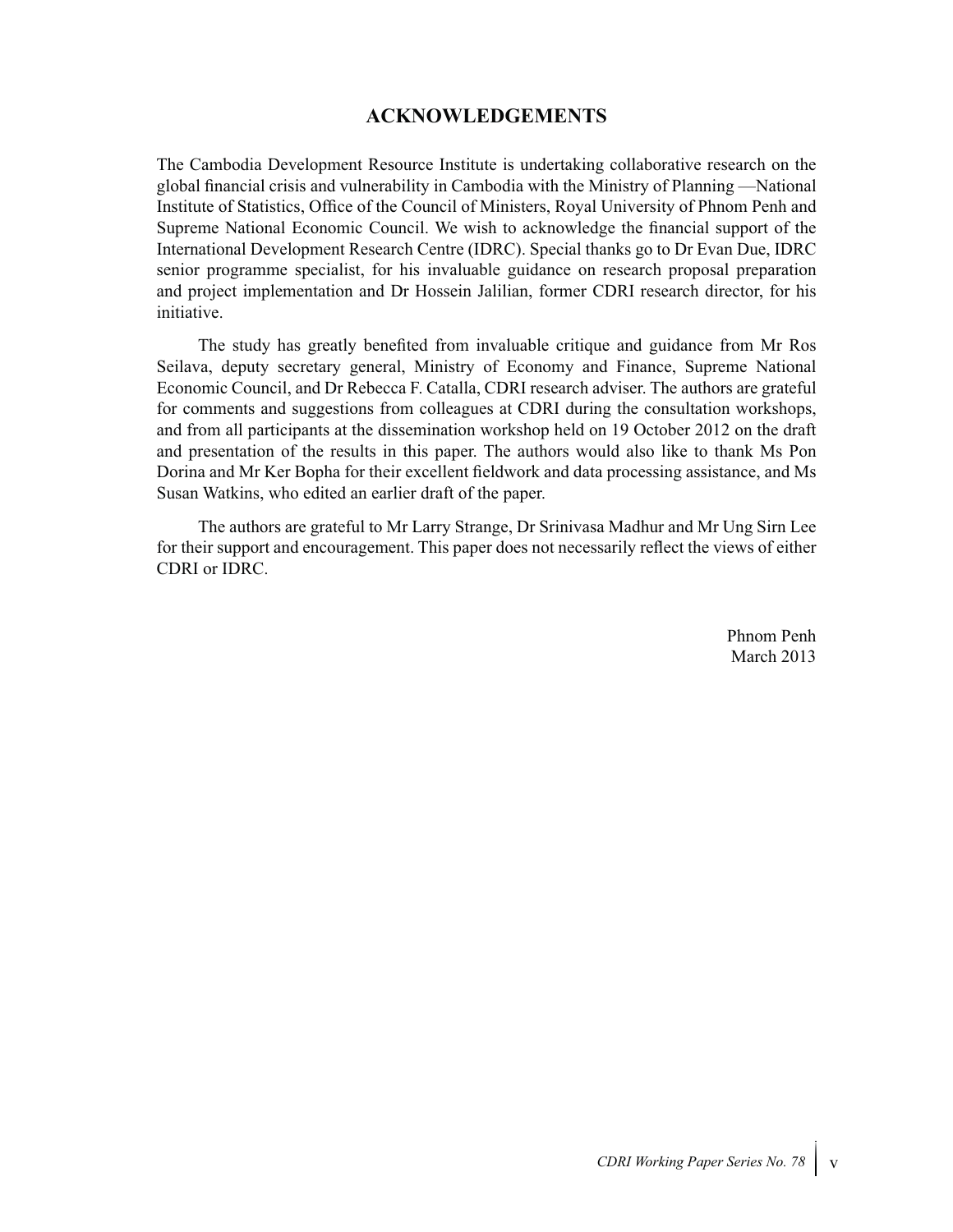# ACKNOWLEDGEMENTS

The Cambodia Development Resource Institute is undertaking collaborative research on the global financial crisis and vulnerability in Cambodia with the Ministry of Planning —National Institute of Statistics, Office of the Council of Ministers, Royal University of Phnom Penh and Supreme National Economic Council. We wish to acknowledge the financial support of the International Development Research Centre (IDRC). Special thanks go to Dr Evan Due, IDRC senior programme specialist, for his invaluable guidance on research proposal preparation and project implementation and Dr Hossein Jalilian, former CDRI research director, for his initiative.

The study has greatly benefited from invaluable critique and guidance from Mr Ros Seilava, deputy secretary general, Ministry of Economy and Finance, Supreme National Economic Council, and Dr Rebecca F. Catalla, CDRI research adviser. The authors are grateful for comments and suggestions from colleagues at CDRI during the consultation workshops, and from all participants at the dissemination workshop held on 19 October 2012 on the draft and presentation of the results in this paper. The authors would also like to thank Ms Pon Dorina and Mr Ker Bopha for their excellent fieldwork and data processing assistance, and Ms Susan Watkins, who edited an earlier draft of the paper.

The authors are grateful to Mr Larry Strange, Dr Srinivasa Madhur and Mr Ung Sirn Lee for their support and encouragement. This paper does not necessarily reflect the views of either CDRI or IDRC.

Phnom Penh
March 2013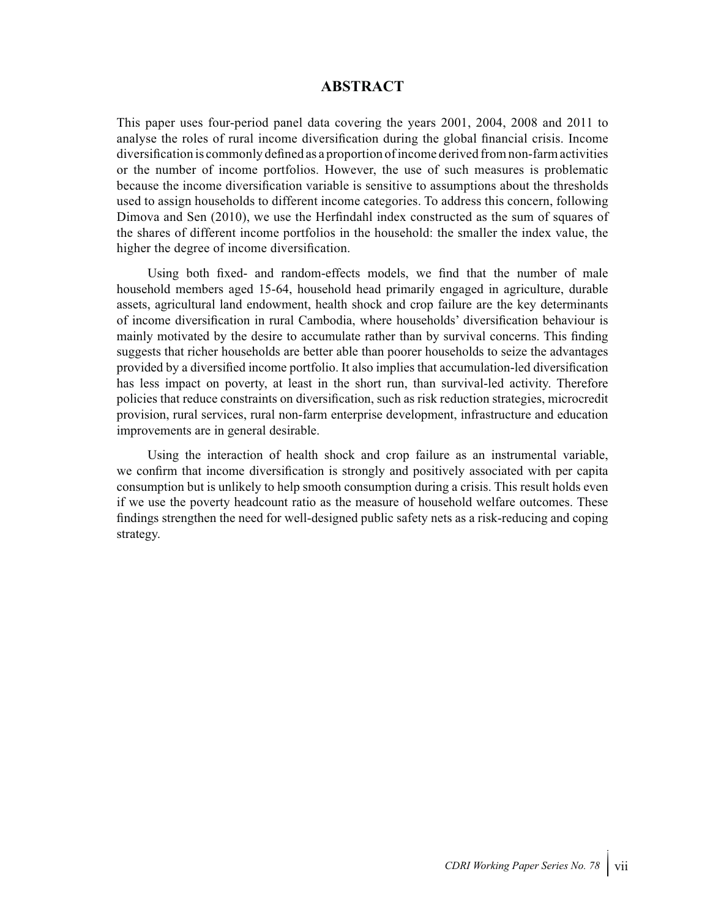# ABSTRACT

This paper uses four-period panel data covering the years 2001, 2004, 2008 and 2011 to analyse the roles of rural income diversification during the global financial crisis. Income diversification is commonly defined as a proportion of income derived from non-farm activities or the number of income portfolios. However, the use of such measures is problematic because the income diversification variable is sensitive to assumptions about the thresholds used to assign households to different income categories. To address this concern, following Dimova and Sen (2010), we use the Herfindahl index constructed as the sum of squares of the shares of different income portfolios in the household: the smaller the index value, the higher the degree of income diversification.

Using both fixed- and random-effects models, we find that the number of male household members aged 15-64, household head primarily engaged in agriculture, durable assets, agricultural land endowment, health shock and crop failure are the key determinants of income diversification in rural Cambodia, where households' diversification behaviour is mainly motivated by the desire to accumulate rather than by survival concerns. This finding suggests that richer households are better able than poorer households to seize the advantages provided by a diversified income portfolio. It also implies that accumulation-led diversification has less impact on poverty, at least in the short run, than survival-led activity. Therefore policies that reduce constraints on diversification, such as risk reduction strategies, microcredit provision, rural services, rural non-farm enterprise development, infrastructure and education improvements are in general desirable.

Using the interaction of health shock and crop failure as an instrumental variable, we confirm that income diversification is strongly and positively associated with per capita consumption but is unlikely to help smooth consumption during a crisis. This result holds even if we use the poverty headcount ratio as the measure of household welfare outcomes. These findings strengthen the need for well-designed public safety nets as a risk-reducing and coping strategy.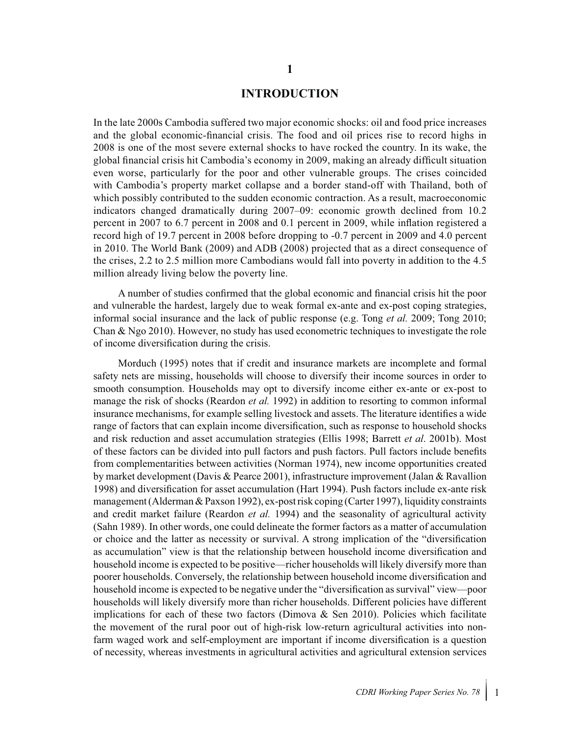# 1

# INTRODUCTION

In the late 2000s Cambodia suffered two major economic shocks: oil and food price increases and the global economic-financial crisis. The food and oil prices rise to record highs in 2008 is one of the most severe external shocks to have rocked the country. In its wake, the global financial crisis hit Cambodia's economy in 2009, making an already difficult situation even worse, particularly for the poor and other vulnerable groups. The crises coincided with Cambodia's property market collapse and a border stand-off with Thailand, both of which possibly contributed to the sudden economic contraction. As a result, macroeconomic indicators changed dramatically during 2007–09: economic growth declined from 10.2 percent in 2007 to 6.7 percent in 2008 and 0.1 percent in 2009, while inflation registered a record high of 19.7 percent in 2008 before dropping to -0.7 percent in 2009 and 4.0 percent in 2010. The World Bank (2009) and ADB (2008) projected that as a direct consequence of the crises, 2.2 to 2.5 million more Cambodians would fall into poverty in addition to the 4.5 million already living below the poverty line.

A number of studies confirmed that the global economic and financial crisis hit the poor and vulnerable the hardest, largely due to weak formal ex-ante and ex-post coping strategies, informal social insurance and the lack of public response (e.g. Tong *et al.* 2009; Tong 2010; Chan & Ngo 2010). However, no study has used econometric techniques to investigate the role of income diversification during the crisis.

Morduch (1995) notes that if credit and insurance markets are incomplete and formal safety nets are missing, households will choose to diversify their income sources in order to smooth consumption. Households may opt to diversify income either ex-ante or ex-post to manage the risk of shocks (Reardon *et al.* 1992) in addition to resorting to common informal insurance mechanisms, for example selling livestock and assets. The literature identifies a wide range of factors that can explain income diversification, such as response to household shocks and risk reduction and asset accumulation strategies (Ellis 1998; Barrett *et al*. 2001b). Most of these factors can be divided into pull factors and push factors. Pull factors include benefits from complementarities between activities (Norman 1974), new income opportunities created by market development (Davis & Pearce 2001), infrastructure improvement (Jalan & Ravallion 1998) and diversification for asset accumulation (Hart 1994). Push factors include ex-ante risk management (Alderman & Paxson 1992), ex-post risk coping (Carter 1997), liquidity constraints and credit market failure (Reardon *et al.* 1994) and the seasonality of agricultural activity (Sahn 1989). In other words, one could delineate the former factors as a matter of accumulation or choice and the latter as necessity or survival. A strong implication of the "diversification as accumulation" view is that the relationship between household income diversification and household income is expected to be positive—richer households will likely diversify more than poorer households. Conversely, the relationship between household income diversification and household income is expected to be negative under the "diversification as survival" view—poor households will likely diversify more than richer households. Different policies have different implications for each of these two factors (Dimova & Sen 2010). Policies which facilitate the movement of the rural poor out of high-risk low-return agricultural activities into non-farm waged work and self-employment are important if income diversification is a question of necessity, whereas investments in agricultural activities and agricultural extension services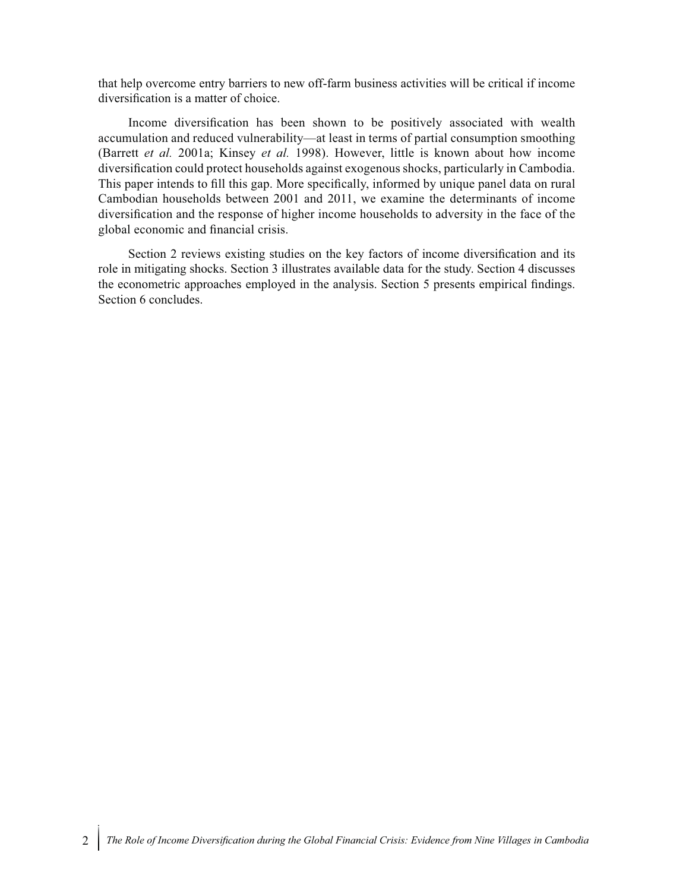that help overcome entry barriers to new off-farm business activities will be critical if income diversification is a matter of choice.

Income diversification has been shown to be positively associated with wealth accumulation and reduced vulnerability—at least in terms of partial consumption smoothing (Barrett *et al.* 2001a; Kinsey *et al.* 1998). However, little is known about how income diversification could protect households against exogenous shocks, particularly in Cambodia. This paper intends to fill this gap. More specifically, informed by unique panel data on rural Cambodian households between 2001 and 2011, we examine the determinants of income diversification and the response of higher income households to adversity in the face of the global economic and financial crisis.

Section 2 reviews existing studies on the key factors of income diversification and its role in mitigating shocks. Section 3 illustrates available data for the study. Section 4 discusses the econometric approaches employed in the analysis. Section 5 presents empirical findings. Section 6 concludes.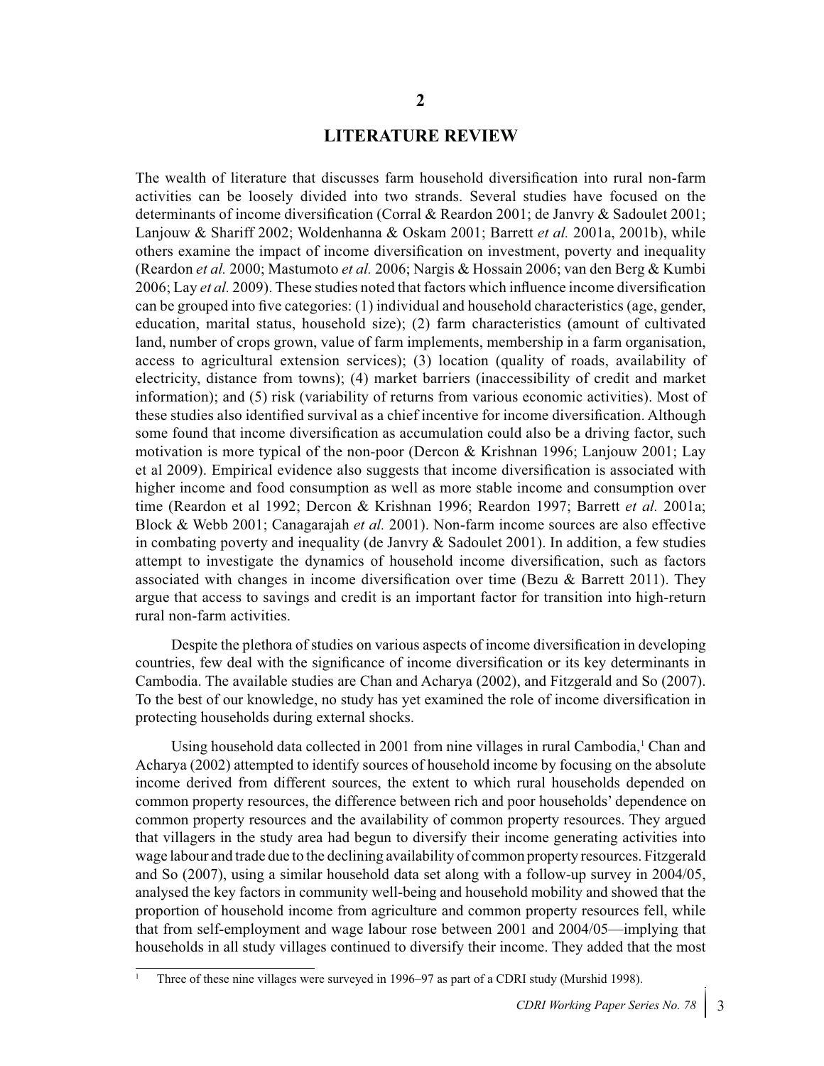# 2

# LITERATURE REVIEW

The wealth of literature that discusses farm household diversification into rural non-farm activities can be loosely divided into two strands. Several studies have focused on the determinants of income diversification (Corral & Reardon 2001; de Janvry & Sadoulet 2001; Lanjouw & Shariff 2002; Woldenhanna & Oskam 2001; Barrett *et al.* 2001a, 2001b), while others examine the impact of income diversification on investment, poverty and inequality (Reardon *et al.* 2000; Mastumoto *et al.* 2006; Nargis & Hossain 2006; van den Berg & Kumbi 2006; Lay *et al.* 2009). These studies noted that factors which influence income diversification can be grouped into five categories: (1) individual and household characteristics (age, gender, education, marital status, household size); (2) farm characteristics (amount of cultivated land, number of crops grown, value of farm implements, membership in a farm organisation, access to agricultural extension services); (3) location (quality of roads, availability of electricity, distance from towns); (4) market barriers (inaccessibility of credit and market information); and (5) risk (variability of returns from various economic activities). Most of these studies also identified survival as a chief incentive for income diversification. Although some found that income diversification as accumulation could also be a driving factor, such motivation is more typical of the non-poor (Dercon & Krishnan 1996; Lanjouw 2001; Lay et al 2009). Empirical evidence also suggests that income diversification is associated with higher income and food consumption as well as more stable income and consumption over time (Reardon et al 1992; Dercon & Krishnan 1996; Reardon 1997; Barrett *et al.* 2001a; Block & Webb 2001; Canagarajah *et al.* 2001). Non-farm income sources are also effective in combating poverty and inequality (de Janvry & Sadoulet 2001). In addition, a few studies attempt to investigate the dynamics of household income diversification, such as factors associated with changes in income diversification over time (Bezu & Barrett 2011). They argue that access to savings and credit is an important factor for transition into high-return rural non-farm activities.

Despite the plethora of studies on various aspects of income diversification in developing countries, few deal with the significance of income diversification or its key determinants in Cambodia. The available studies are Chan and Acharya (2002), and Fitzgerald and So (2007). To the best of our knowledge, no study has yet examined the role of income diversification in protecting households during external shocks.

Using household data collected in 2001 from nine villages in rural Cambodia,[1] Chan and Acharya (2002) attempted to identify sources of household income by focusing on the absolute income derived from different sources, the extent to which rural households depended on common property resources, the difference between rich and poor households' dependence on common property resources and the availability of common property resources. They argued that villagers in the study area had begun to diversify their income generating activities into wage labour and trade due to the declining availability of common property resources. Fitzgerald and So (2007), using a similar household data set along with a follow-up survey in 2004/05, analysed the key factors in community well-being and household mobility and showed that the proportion of household income from agriculture and common property resources fell, while that from self-employment and wage labour rose between 2001 and 2004/05—implying that households in all study villages continued to diversify their income. They added that the most

[1] Three of these nine villages were surveyed in 1996–97 as part of a CDRI study (Murshid 1998).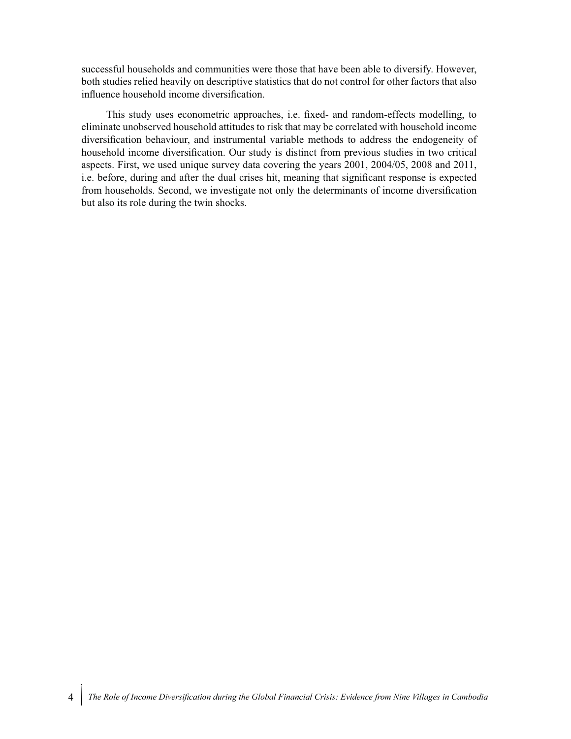successful households and communities were those that have been able to diversify. However, both studies relied heavily on descriptive statistics that do not control for other factors that also influence household income diversification.

This study uses econometric approaches, i.e. fixed- and random-effects modelling, to eliminate unobserved household attitudes to risk that may be correlated with household income diversification behaviour, and instrumental variable methods to address the endogeneity of household income diversification. Our study is distinct from previous studies in two critical aspects. First, we used unique survey data covering the years 2001, 2004/05, 2008 and 2011, i.e. before, during and after the dual crises hit, meaning that significant response is expected from households. Second, we investigate not only the determinants of income diversification but also its role during the twin shocks.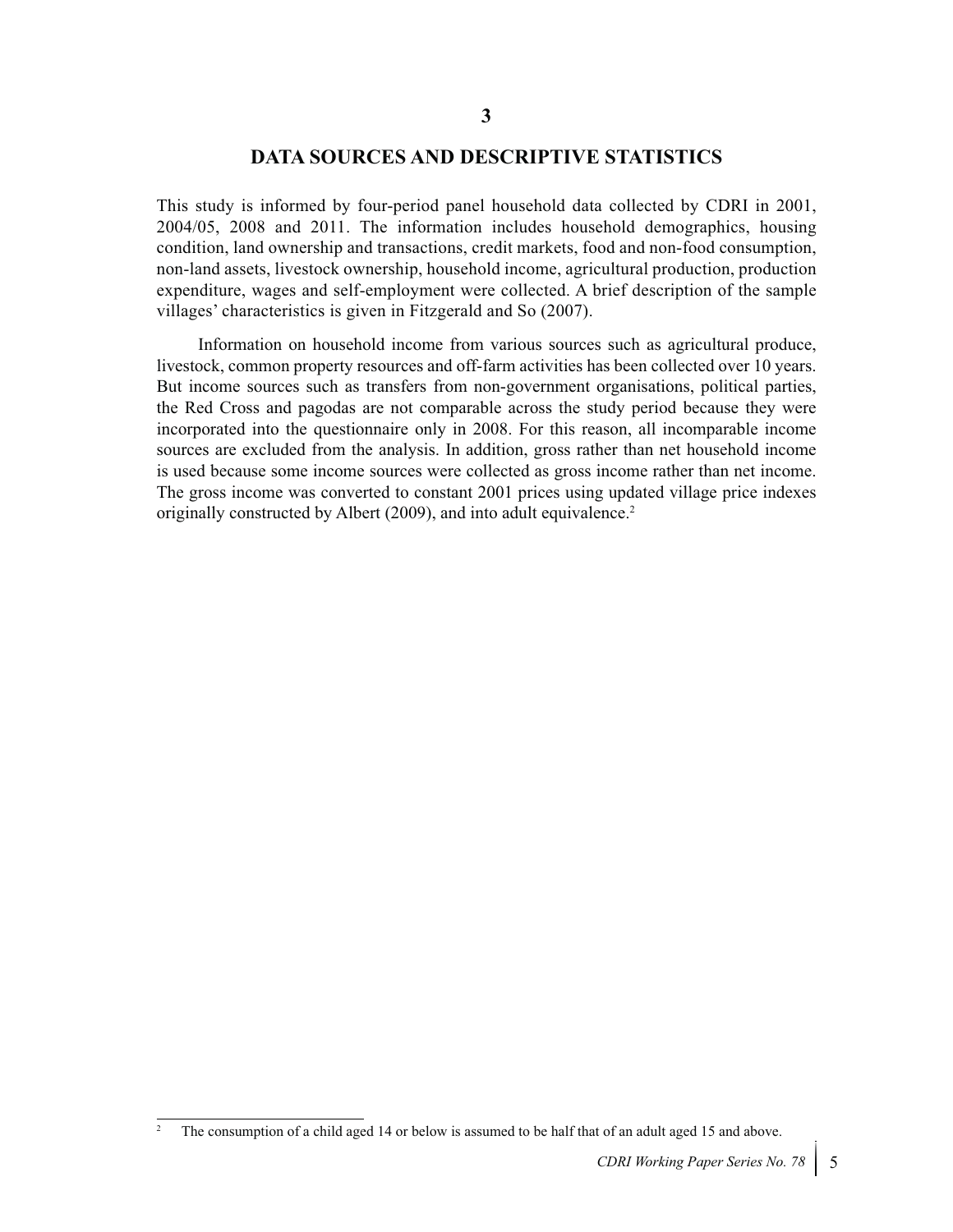# 3

# DATA SOURCES AND DESCRIPTIVE STATISTICS

This study is informed by four-period panel household data collected by CDRI in 2001, 2004/05, 2008 and 2011. The information includes household demographics, housing condition, land ownership and transactions, credit markets, food and non-food consumption, non-land assets, livestock ownership, household income, agricultural production, production expenditure, wages and self-employment were collected. A brief description of the sample villages' characteristics is given in Fitzgerald and So (2007).

Information on household income from various sources such as agricultural produce, livestock, common property resources and off-farm activities has been collected over 10 years. But income sources such as transfers from non-government organisations, political parties, the Red Cross and pagodas are not comparable across the study period because they were incorporated into the questionnaire only in 2008. For this reason, all incomparable income sources are excluded from the analysis. In addition, gross rather than net household income is used because some income sources were collected as gross income rather than net income. The gross income was converted to constant 2001 prices using updated village price indexes originally constructed by Albert (2009), and into adult equivalence.[2]

[2] The consumption of a child aged 14 or below is assumed to be half that of an adult aged 15 and above.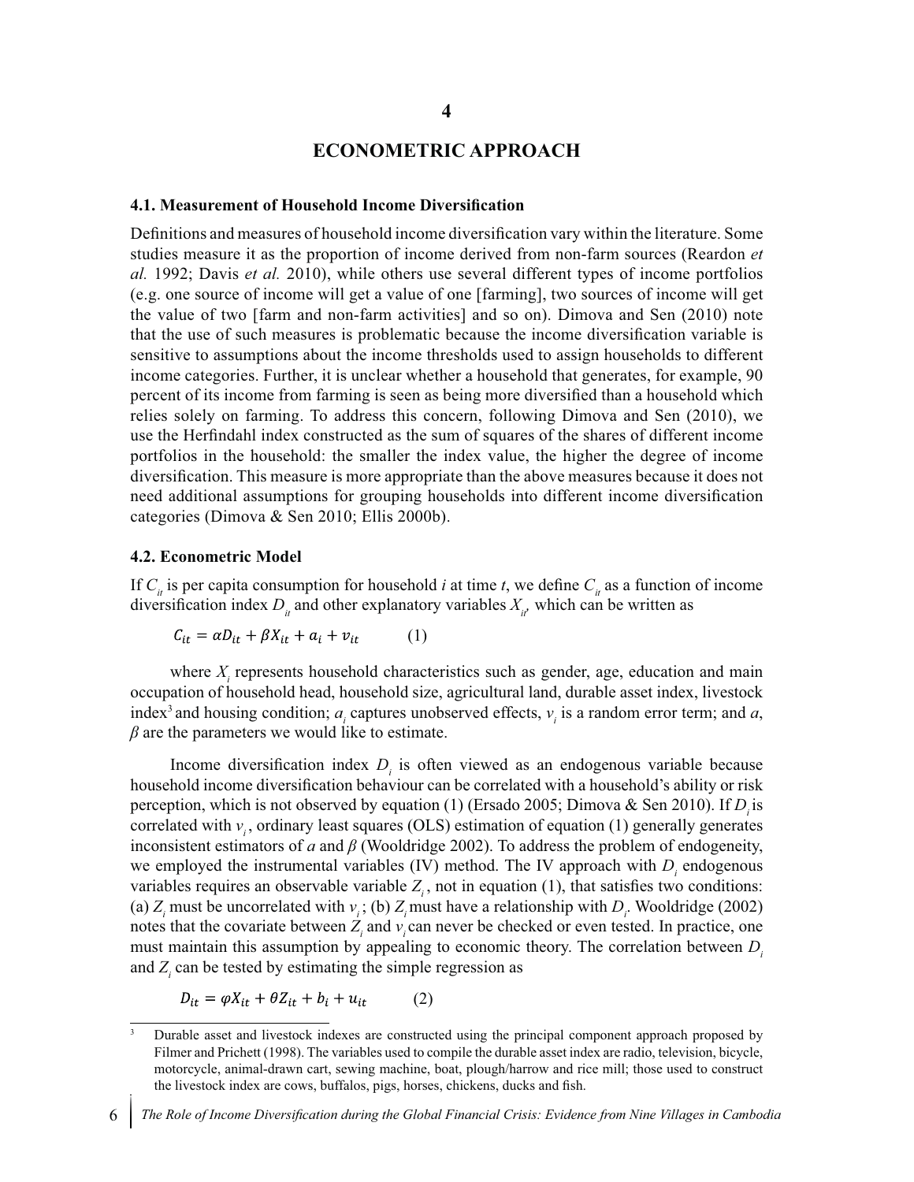# 4

# ECONOMETRIC APPROACH

### 4.1. Measurement of Household Income Diversification

Definitions and measures of household income diversification vary within the literature. Some studies measure it as the proportion of income derived from non-farm sources (Reardon *et al.* 1992; Davis *et al.* 2010), while others use several different types of income portfolios (e.g. one source of income will get a value of one [farming], two sources of income will get the value of two [farm and non-farm activities] and so on). Dimova and Sen (2010) note that the use of such measures is problematic because the income diversification variable is sensitive to assumptions about the income thresholds used to assign households to different income categories. Further, it is unclear whether a household that generates, for example, 90 percent of its income from farming is seen as being more diversified than a household which relies solely on farming. To address this concern, following Dimova and Sen (2010), we use the Herfindahl index constructed as the sum of squares of the shares of different income portfolios in the household: the smaller the index value, the higher the degree of income diversification. This measure is more appropriate than the above measures because it does not need additional assumptions for grouping households into different income diversification categories (Dimova & Sen 2010; Ellis 2000b).

### 4.2. Econometric Model

If $C_{it}$ is per capita consumption for household *i* at time *t*, we define $C_{it}$ as a function of income diversification index $D_{it}$ and other explanatory variables $X_{it}$, which can be written as

$$C_{it} = \alpha D_{it} + \beta X_{it} + a_i + v_{it} \qquad (1)$$

where $X_i$ represents household characteristics such as gender, age, education and main occupation of household head, household size, agricultural land, durable asset index, livestock index[3] and housing condition; $a_i$ captures unobserved effects, $v_i$ is a random error term; and *a*, $\beta$ are the parameters we would like to estimate.

Income diversification index $D_i$ is often viewed as an endogenous variable because household income diversification behaviour can be correlated with a household's ability or risk perception, which is not observed by equation (1) (Ersado 2005; Dimova & Sen 2010). If $D_i$ is correlated with $v_i$, ordinary least squares (OLS) estimation of equation (1) generally generates inconsistent estimators of *a* and $\beta$ (Wooldridge 2002). To address the problem of endogeneity, we employed the instrumental variables (IV) method. The IV approach with $D_i$ endogenous variables requires an observable variable $Z_i$, not in equation (1), that satisfies two conditions: (a) $Z_i$ must be uncorrelated with $v_i$; (b) $Z_i$ must have a relationship with $D_i$. Wooldridge (2002) notes that the covariate between $Z_i$ and $v_i$ can never be checked or even tested. In practice, one must maintain this assumption by appealing to economic theory. The correlation between $D_i$ and $Z_i$ can be tested by estimating the simple regression as

$$D_{it} = \varphi X_{it} + \theta Z_{it} + b_i + u_{it} \qquad (2)$$

[3] Durable asset and livestock indexes are constructed using the principal component approach proposed by Filmer and Prichett (1998). The variables used to compile the durable asset index are radio, television, bicycle, motorcycle, animal-drawn cart, sewing machine, boat, plough/harrow and rice mill; those used to construct the livestock index are cows, buffalos, pigs, horses, chickens, ducks and fish.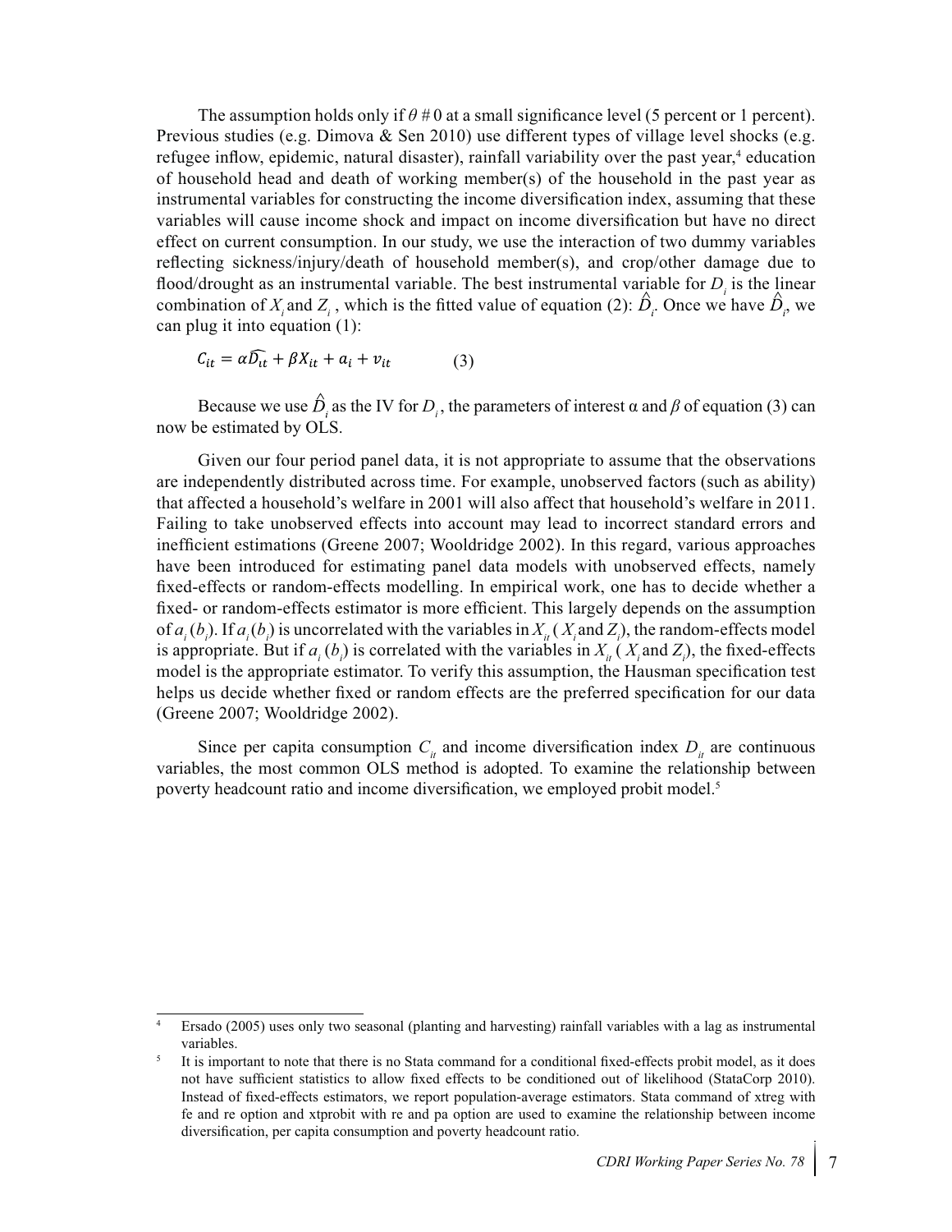The assumption holds only if $\theta \# 0$ at a small significance level (5 percent or 1 percent). Previous studies (e.g. Dimova & Sen 2010) use different types of village level shocks (e.g. refugee inflow, epidemic, natural disaster), rainfall variability over the past year,[4] education of household head and death of working member(s) of the household in the past year as instrumental variables for constructing the income diversification index, assuming that these variables will cause income shock and impact on income diversification but have no direct effect on current consumption. In our study, we use the interaction of two dummy variables reflecting sickness/injury/death of household member(s), and crop/other damage due to flood/drought as an instrumental variable. The best instrumental variable for $D_i$ is the linear combination of $X_i$ and $Z_i$ , which is the fitted value of equation (2): $\hat{D}_i$. Once we have $\hat{D}_i$, we can plug it into equation (1):

$$C_{it} = \alpha \widehat{D_{it}} + \beta X_{it} + a_i + v_{it} \qquad (3)$$

Because we use $\hat{D}_i$ as the IV for $D_i$, the parameters of interest α and $\beta$ of equation (3) can now be estimated by OLS.

Given our four period panel data, it is not appropriate to assume that the observations are independently distributed across time. For example, unobserved factors (such as ability) that affected a household's welfare in 2001 will also affect that household's welfare in 2011. Failing to take unobserved effects into account may lead to incorrect standard errors and inefficient estimations (Greene 2007; Wooldridge 2002). In this regard, various approaches have been introduced for estimating panel data models with unobserved effects, namely fixed-effects or random-effects modelling. In empirical work, one has to decide whether a fixed- or random-effects estimator is more efficient. This largely depends on the assumption of $a_i$ ($b_i$). If $a_i$ ($b_i$) is uncorrelated with the variables in $X_{it}$ ( $X_i$ and $Z_i$), the random-effects model is appropriate. But if $a_i$ ($b_i$) is correlated with the variables in $X_{it}$ ( $X_i$ and $Z_i$), the fixed-effects model is the appropriate estimator. To verify this assumption, the Hausman specification test helps us decide whether fixed or random effects are the preferred specification for our data (Greene 2007; Wooldridge 2002).

Since per capita consumption $C_{it}$ and income diversification index $D_{it}$ are continuous variables, the most common OLS method is adopted. To examine the relationship between poverty headcount ratio and income diversification, we employed probit model.[5]

---

[4] Ersado (2005) uses only two seasonal (planting and harvesting) rainfall variables with a lag as instrumental variables.

[5] It is important to note that there is no Stata command for a conditional fixed-effects probit model, as it does not have sufficient statistics to allow fixed effects to be conditioned out of likelihood (StataCorp 2010). Instead of fixed-effects estimators, we report population-average estimators. Stata command of xtreg with fe and re option and xtprobit with re and pa option are used to examine the relationship between income diversification, per capita consumption and poverty headcount ratio.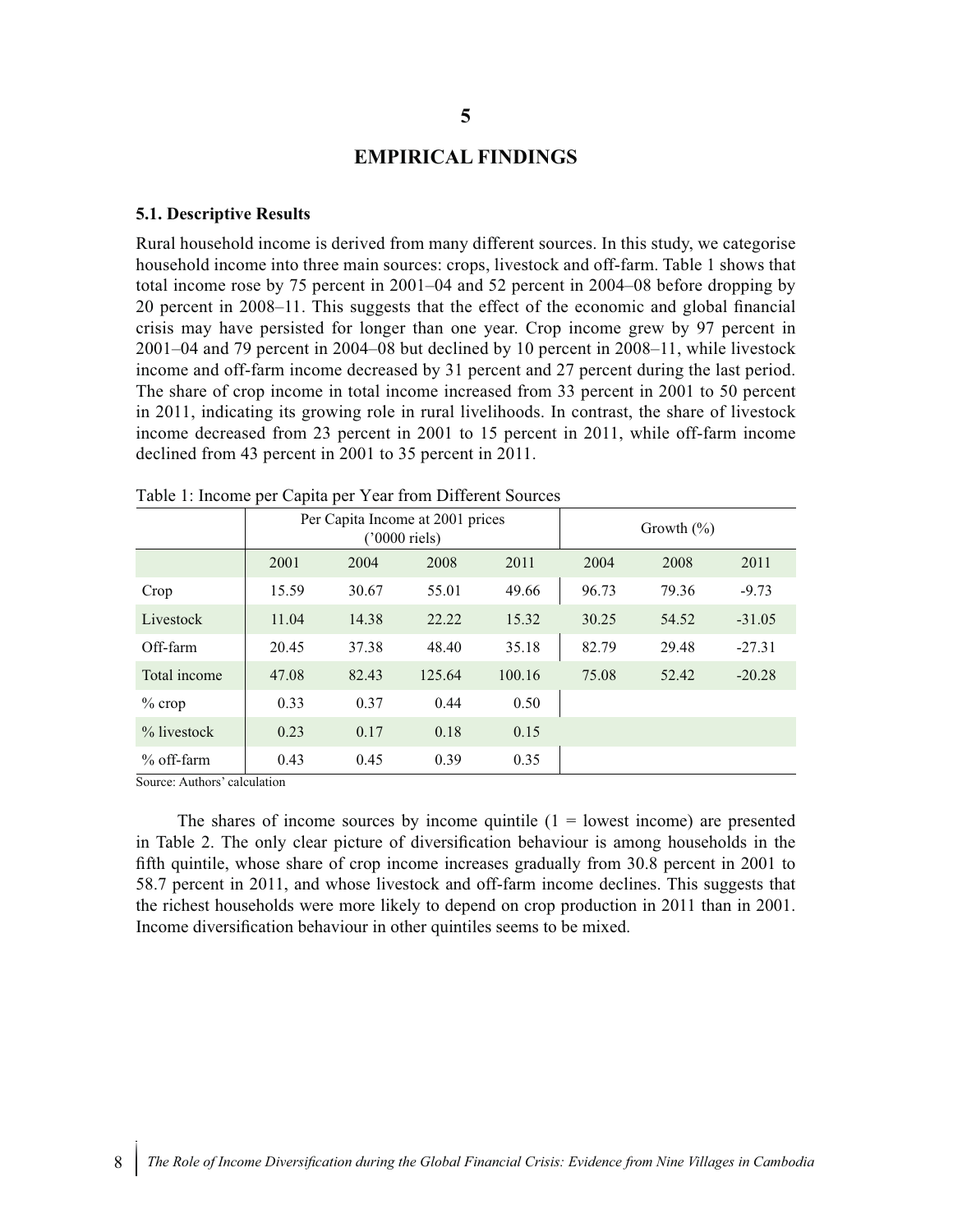# 5

# EMPIRICAL FINDINGS

### 5.1. Descriptive Results

Rural household income is derived from many different sources. In this study, we categorise household income into three main sources: crops, livestock and off-farm. Table 1 shows that total income rose by 75 percent in 2001–04 and 52 percent in 2004–08 before dropping by 20 percent in 2008–11. This suggests that the effect of the economic and global financial crisis may have persisted for longer than one year. Crop income grew by 97 percent in 2001–04 and 79 percent in 2004–08 but declined by 10 percent in 2008–11, while livestock income and off-farm income decreased by 31 percent and 27 percent during the last period. The share of crop income in total income increased from 33 percent in 2001 to 50 percent in 2011, indicating its growing role in rural livelihoods. In contrast, the share of livestock income decreased from 23 percent in 2001 to 15 percent in 2011, while off-farm income declined from 43 percent in 2001 to 35 percent in 2011.

Table 1: Income per Capita per Year from Different Sources

| | Per Capita Income at 2001 prices ('0000 riels) | | | | Growth (%) | | |
|---|---|---|---|---|---|---|---|
| | 2001 | 2004 | 2008 | 2011 | 2004 | 2008 | 2011 |
| Crop | 15.59 | 30.67 | 55.01 | 49.66 | 96.73 | 79.36 | -9.73 |
| Livestock | 11.04 | 14.38 | 22.22 | 15.32 | 30.25 | 54.52 | -31.05 |
| Off-farm | 20.45 | 37.38 | 48.40 | 35.18 | 82.79 | 29.48 | -27.31 |
| Total income | 47.08 | 82.43 | 125.64 | 100.16 | 75.08 | 52.42 | -20.28 |
| % crop | 0.33 | 0.37 | 0.44 | 0.50 | | | |
| % livestock | 0.23 | 0.17 | 0.18 | 0.15 | | | |
| % off-farm | 0.43 | 0.45 | 0.39 | 0.35 | | | |

Source: Authors' calculation

The shares of income sources by income quintile (1 = lowest income) are presented in Table 2. The only clear picture of diversification behaviour is among households in the fifth quintile, whose share of crop income increases gradually from 30.8 percent in 2001 to 58.7 percent in 2011, and whose livestock and off-farm income declines. This suggests that the richest households were more likely to depend on crop production in 2011 than in 2001. Income diversification behaviour in other quintiles seems to be mixed.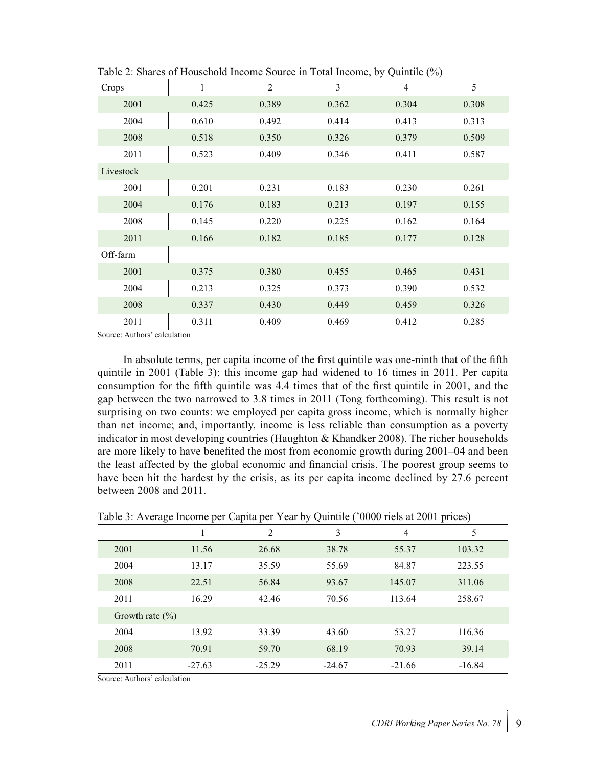Table 2: Shares of Household Income Source in Total Income, by Quintile (%)

| Crops | 1 | 2 | 3 | 4 | 5 |
|---|---|---|---|---|---|
| 2001 | 0.425 | 0.389 | 0.362 | 0.304 | 0.308 |
| 2004 | 0.610 | 0.492 | 0.414 | 0.413 | 0.313 |
| 2008 | 0.518 | 0.350 | 0.326 | 0.379 | 0.509 |
| 2011 | 0.523 | 0.409 | 0.346 | 0.411 | 0.587 |
| Livestock | | | | | |
| 2001 | 0.201 | 0.231 | 0.183 | 0.230 | 0.261 |
| 2004 | 0.176 | 0.183 | 0.213 | 0.197 | 0.155 |
| 2008 | 0.145 | 0.220 | 0.225 | 0.162 | 0.164 |
| 2011 | 0.166 | 0.182 | 0.185 | 0.177 | 0.128 |
| Off-farm | | | | | |
| 2001 | 0.375 | 0.380 | 0.455 | 0.465 | 0.431 |
| 2004 | 0.213 | 0.325 | 0.373 | 0.390 | 0.532 |
| 2008 | 0.337 | 0.430 | 0.449 | 0.459 | 0.326 |
| 2011 | 0.311 | 0.409 | 0.469 | 0.412 | 0.285 |

Source: Authors' calculation

In absolute terms, per capita income of the first quintile was one-ninth that of the fifth quintile in 2001 (Table 3); this income gap had widened to 16 times in 2011. Per capita consumption for the fifth quintile was 4.4 times that of the first quintile in 2001, and the gap between the two narrowed to 3.8 times in 2011 (Tong forthcoming). This result is not surprising on two counts: we employed per capita gross income, which is normally higher than net income; and, importantly, income is less reliable than consumption as a poverty indicator in most developing countries (Haughton & Khandker 2008). The richer households are more likely to have benefited the most from economic growth during 2001–04 and been the least affected by the global economic and financial crisis. The poorest group seems to have been hit the hardest by the crisis, as its per capita income declined by 27.6 percent between 2008 and 2011.

Table 3: Average Income per Capita per Year by Quintile ('0000 riels at 2001 prices)

| | 1 | 2 | 3 | 4 | 5 |
|---|---|---|---|---|---|
| 2001 | 11.56 | 26.68 | 38.78 | 55.37 | 103.32 |
| 2004 | 13.17 | 35.59 | 55.69 | 84.87 | 223.55 |
| 2008 | 22.51 | 56.84 | 93.67 | 145.07 | 311.06 |
| 2011 | 16.29 | 42.46 | 70.56 | 113.64 | 258.67 |
| Growth rate (%) | | | | | |
| 2004 | 13.92 | 33.39 | 43.60 | 53.27 | 116.36 |
| 2008 | 70.91 | 59.70 | 68.19 | 70.93 | 39.14 |
| 2011 | -27.63 | -25.29 | -24.67 | -21.66 | -16.84 |

Source: Authors' calculation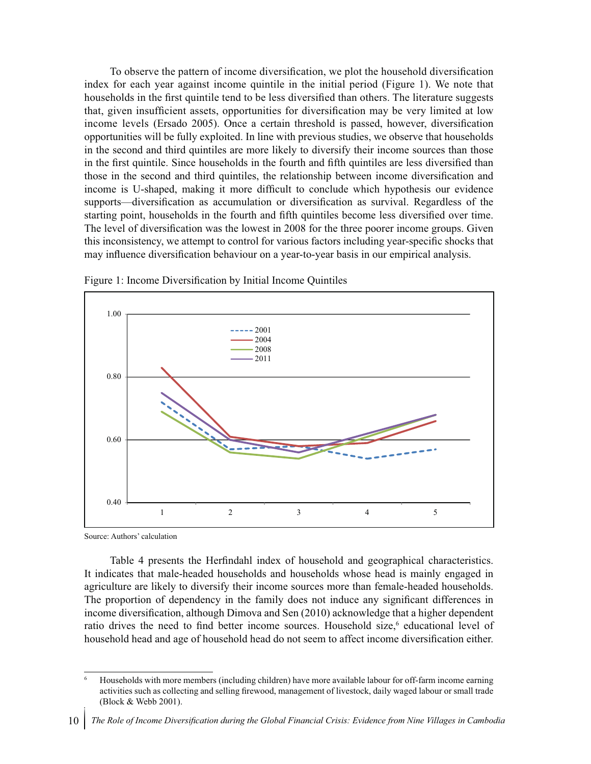To observe the pattern of income diversification, we plot the household diversification index for each year against income quintile in the initial period (Figure 1). We note that households in the first quintile tend to be less diversified than others. The literature suggests that, given insufficient assets, opportunities for diversification may be very limited at low income levels (Ersado 2005). Once a certain threshold is passed, however, diversification opportunities will be fully exploited. In line with previous studies, we observe that households in the second and third quintiles are more likely to diversify their income sources than those in the first quintile. Since households in the fourth and fifth quintiles are less diversified than those in the second and third quintiles, the relationship between income diversification and income is U-shaped, making it more difficult to conclude which hypothesis our evidence supports—diversification as accumulation or diversification as survival. Regardless of the starting point, households in the fourth and fifth quintiles become less diversified over time. The level of diversification was the lowest in 2008 for the three poorer income groups. Given this inconsistency, we attempt to control for various factors including year-specific shocks that may influence diversification behaviour on a year-to-year basis in our empirical analysis.

Figure 1: Income Diversification by Initial Income Quintiles

Source: Authors' calculation

Table 4 presents the Herfindahl index of household and geographical characteristics. It indicates that male-headed households and households whose head is mainly engaged in agriculture are likely to diversify their income sources more than female-headed households. The proportion of dependency in the family does not induce any significant differences in income diversification, although Dimova and Sen (2010) acknowledge that a higher dependent ratio drives the need to find better income sources. Household size,[6] educational level of household head and age of household head do not seem to affect income diversification either.

[6] Households with more members (including children) have more available labour for off-farm income earning activities such as collecting and selling firewood, management of livestock, daily waged labour or small trade (Block & Webb 2001).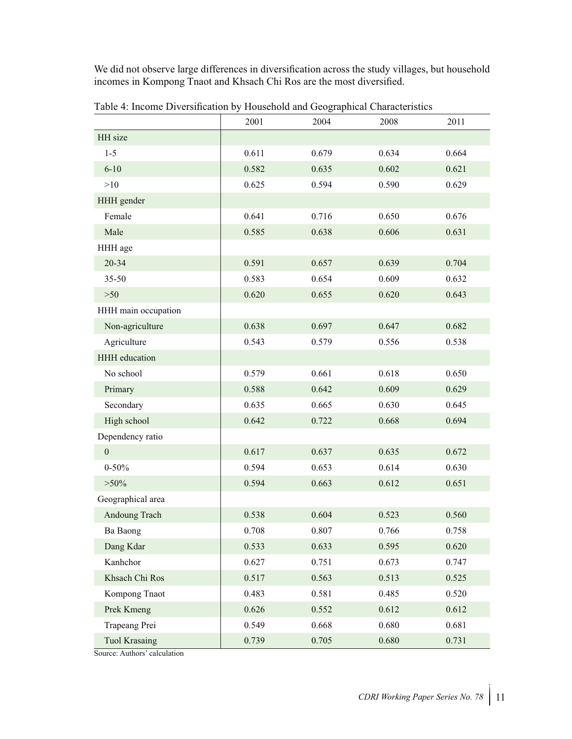We did not observe large differences in diversification across the study villages, but household incomes in Kompong Tnaot and Khsach Chi Ros are the most diversified.

Table 4: Income Diversification by Household and Geographical Characteristics

| | 2001 | 2004 | 2008 | 2011 |
|---|---|---|---|---|
| HH size | | | | |
| 1-5 | 0.611 | 0.679 | 0.634 | 0.664 |
| 6-10 | 0.582 | 0.635 | 0.602 | 0.621 |
| >10 | 0.625 | 0.594 | 0.590 | 0.629 |
| HHH gender | | | | |
| Female | 0.641 | 0.716 | 0.650 | 0.676 |
| Male | 0.585 | 0.638 | 0.606 | 0.631 |
| HHH age | | | | |
| 20-34 | 0.591 | 0.657 | 0.639 | 0.704 |
| 35-50 | 0.583 | 0.654 | 0.609 | 0.632 |
| >50 | 0.620 | 0.655 | 0.620 | 0.643 |
| HHH main occupation | | | | |
| Non-agriculture | 0.638 | 0.697 | 0.647 | 0.682 |
| Agriculture | 0.543 | 0.579 | 0.556 | 0.538 |
| HHH education | | | | |
| No school | 0.579 | 0.661 | 0.618 | 0.650 |
| Primary | 0.588 | 0.642 | 0.609 | 0.629 |
| Secondary | 0.635 | 0.665 | 0.630 | 0.645 |
| High school | 0.642 | 0.722 | 0.668 | 0.694 |
| Dependency ratio | | | | |
| 0 | 0.617 | 0.637 | 0.635 | 0.672 |
| 0-50% | 0.594 | 0.653 | 0.614 | 0.630 |
| >50% | 0.594 | 0.663 | 0.612 | 0.651 |
| Geographical area | | | | |
| Andoung Trach | 0.538 | 0.604 | 0.523 | 0.560 |
| Ba Baong | 0.708 | 0.807 | 0.766 | 0.758 |
| Dang Kdar | 0.533 | 0.633 | 0.595 | 0.620 |
| Kanhchor | 0.627 | 0.751 | 0.673 | 0.747 |
| Khsach Chi Ros | 0.517 | 0.563 | 0.513 | 0.525 |
| Kompong Tnaot | 0.483 | 0.581 | 0.485 | 0.520 |
| Prek Kmeng | 0.626 | 0.552 | 0.612 | 0.612 |
| Trapeang Prei | 0.549 | 0.668 | 0.680 | 0.681 |
| Tuol Krasaing | 0.739 | 0.705 | 0.680 | 0.731 |

Source: Authors' calculation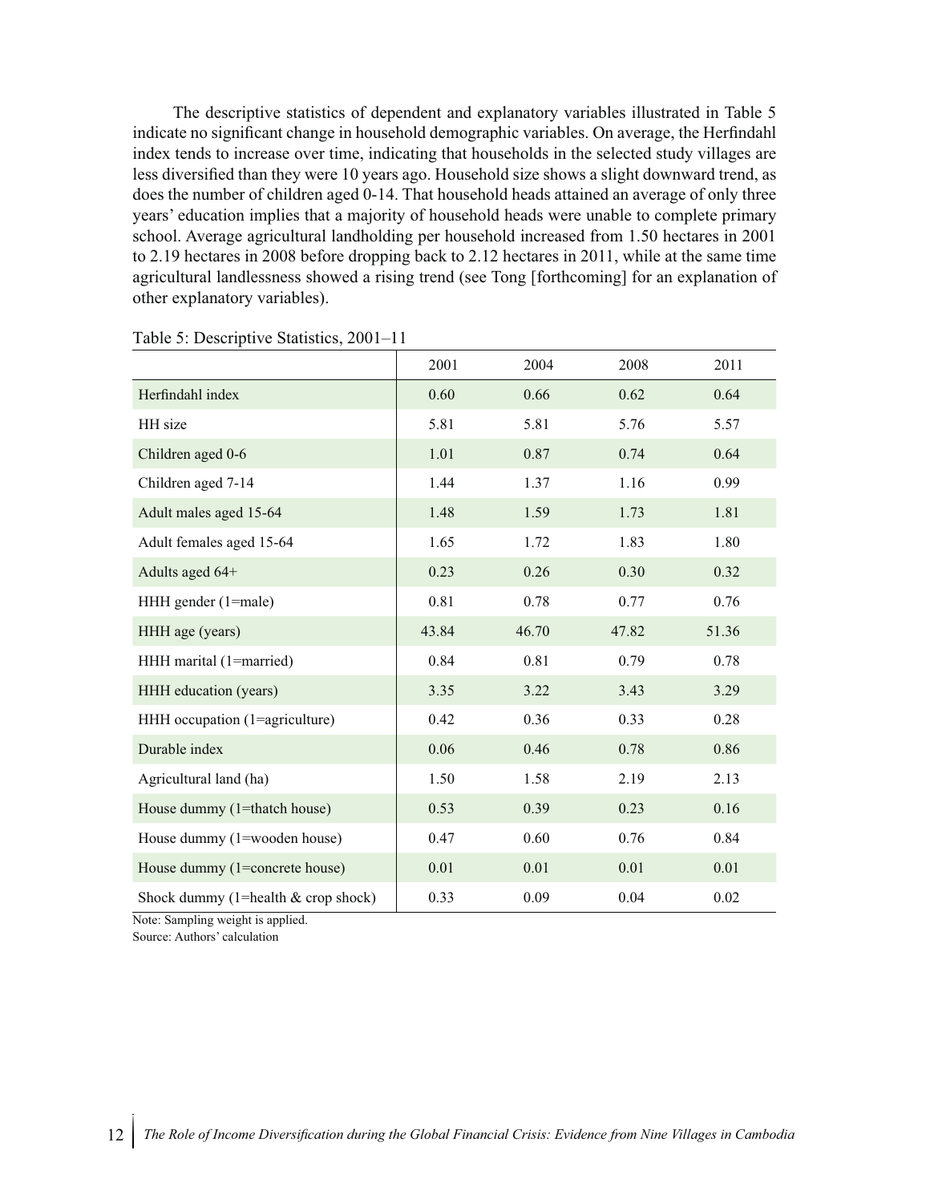The descriptive statistics of dependent and explanatory variables illustrated in Table 5 indicate no significant change in household demographic variables. On average, the Herfindahl index tends to increase over time, indicating that households in the selected study villages are less diversified than they were 10 years ago. Household size shows a slight downward trend, as does the number of children aged 0-14. That household heads attained an average of only three years' education implies that a majority of household heads were unable to complete primary school. Average agricultural landholding per household increased from 1.50 hectares in 2001 to 2.19 hectares in 2008 before dropping back to 2.12 hectares in 2011, while at the same time agricultural landlessness showed a rising trend (see Tong [forthcoming] for an explanation of other explanatory variables).

Table 5: Descriptive Statistics, 2001–11

| | 2001 | 2004 | 2008 | 2011 |
|---|---|---|---|---|
| Herfindahl index | 0.60 | 0.66 | 0.62 | 0.64 |
| HH size | 5.81 | 5.81 | 5.76 | 5.57 |
| Children aged 0-6 | 1.01 | 0.87 | 0.74 | 0.64 |
| Children aged 7-14 | 1.44 | 1.37 | 1.16 | 0.99 |
| Adult males aged 15-64 | 1.48 | 1.59 | 1.73 | 1.81 |
| Adult females aged 15-64 | 1.65 | 1.72 | 1.83 | 1.80 |
| Adults aged 64+ | 0.23 | 0.26 | 0.30 | 0.32 |
| HHH gender (1=male) | 0.81 | 0.78 | 0.77 | 0.76 |
| HHH age (years) | 43.84 | 46.70 | 47.82 | 51.36 |
| HHH marital (1=married) | 0.84 | 0.81 | 0.79 | 0.78 |
| HHH education (years) | 3.35 | 3.22 | 3.43 | 3.29 |
| HHH occupation (1=agriculture) | 0.42 | 0.36 | 0.33 | 0.28 |
| Durable index | 0.06 | 0.46 | 0.78 | 0.86 |
| Agricultural land (ha) | 1.50 | 1.58 | 2.19 | 2.13 |
| House dummy (1=thatch house) | 0.53 | 0.39 | 0.23 | 0.16 |
| House dummy (1=wooden house) | 0.47 | 0.60 | 0.76 | 0.84 |
| House dummy (1=concrete house) | 0.01 | 0.01 | 0.01 | 0.01 |
| Shock dummy (1=health & crop shock) | 0.33 | 0.09 | 0.04 | 0.02 |

Note: Sampling weight is applied.
Source: Authors' calculation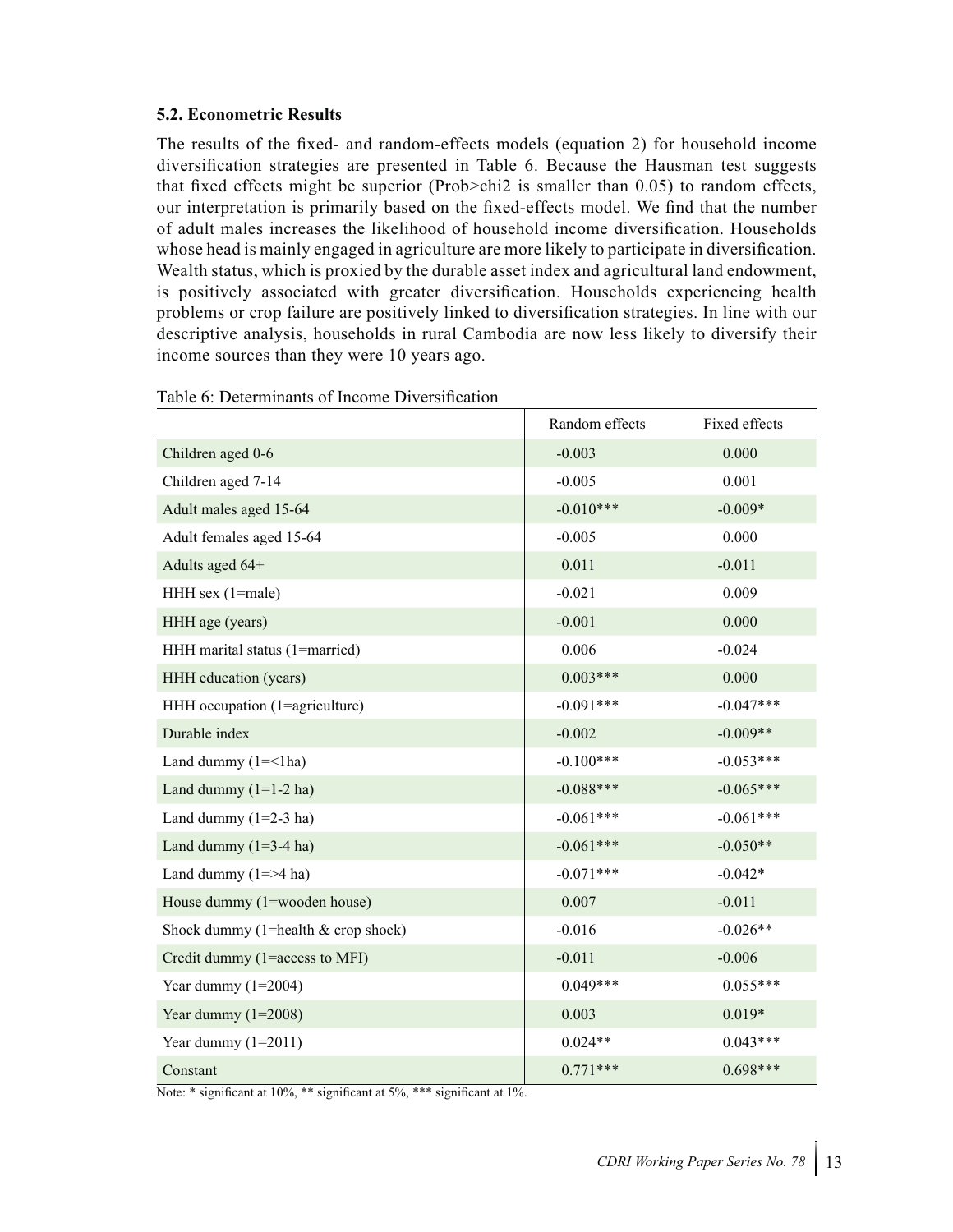### 5.2. Econometric Results

The results of the fixed- and random-effects models (equation 2) for household income diversification strategies are presented in Table 6. Because the Hausman test suggests that fixed effects might be superior (Prob>chi2 is smaller than 0.05) to random effects, our interpretation is primarily based on the fixed-effects model. We find that the number of adult males increases the likelihood of household income diversification. Households whose head is mainly engaged in agriculture are more likely to participate in diversification. Wealth status, which is proxied by the durable asset index and agricultural land endowment, is positively associated with greater diversification. Households experiencing health problems or crop failure are positively linked to diversification strategies. In line with our descriptive analysis, households in rural Cambodia are now less likely to diversify their income sources than they were 10 years ago.

Table 6: Determinants of Income Diversification

| | Random effects | Fixed effects |
|---|---|---|
| Children aged 0-6 | -0.003 | 0.000 |
| Children aged 7-14 | -0.005 | 0.001 |
| Adult males aged 15-64 | -0.010*** | -0.009* |
| Adult females aged 15-64 | -0.005 | 0.000 |
| Adults aged 64+ | 0.011 | -0.011 |
| HHH sex (1=male) | -0.021 | 0.009 |
| HHH age (years) | -0.001 | 0.000 |
| HHH marital status (1=married) | 0.006 | -0.024 |
| HHH education (years) | 0.003*** | 0.000 |
| HHH occupation (1=agriculture) | -0.091*** | -0.047*** |
| Durable index | -0.002 | -0.009** |
| Land dummy (1=<1ha) | -0.100*** | -0.053*** |
| Land dummy (1=1-2 ha) | -0.088*** | -0.065*** |
| Land dummy (1=2-3 ha) | -0.061*** | -0.061*** |
| Land dummy (1=3-4 ha) | -0.061*** | -0.050** |
| Land dummy (1=>4 ha) | -0.071*** | -0.042* |
| House dummy (1=wooden house) | 0.007 | -0.011 |
| Shock dummy (1=health & crop shock) | -0.016 | -0.026** |
| Credit dummy (1=access to MFI) | -0.011 | -0.006 |
| Year dummy (1=2004) | 0.049*** | 0.055*** |
| Year dummy (1=2008) | 0.003 | 0.019* |
| Year dummy (1=2011) | 0.024** | 0.043*** |
| Constant | 0.771*** | 0.698*** |

Note: * significant at 10%, ** significant at 5%, *** significant at 1%.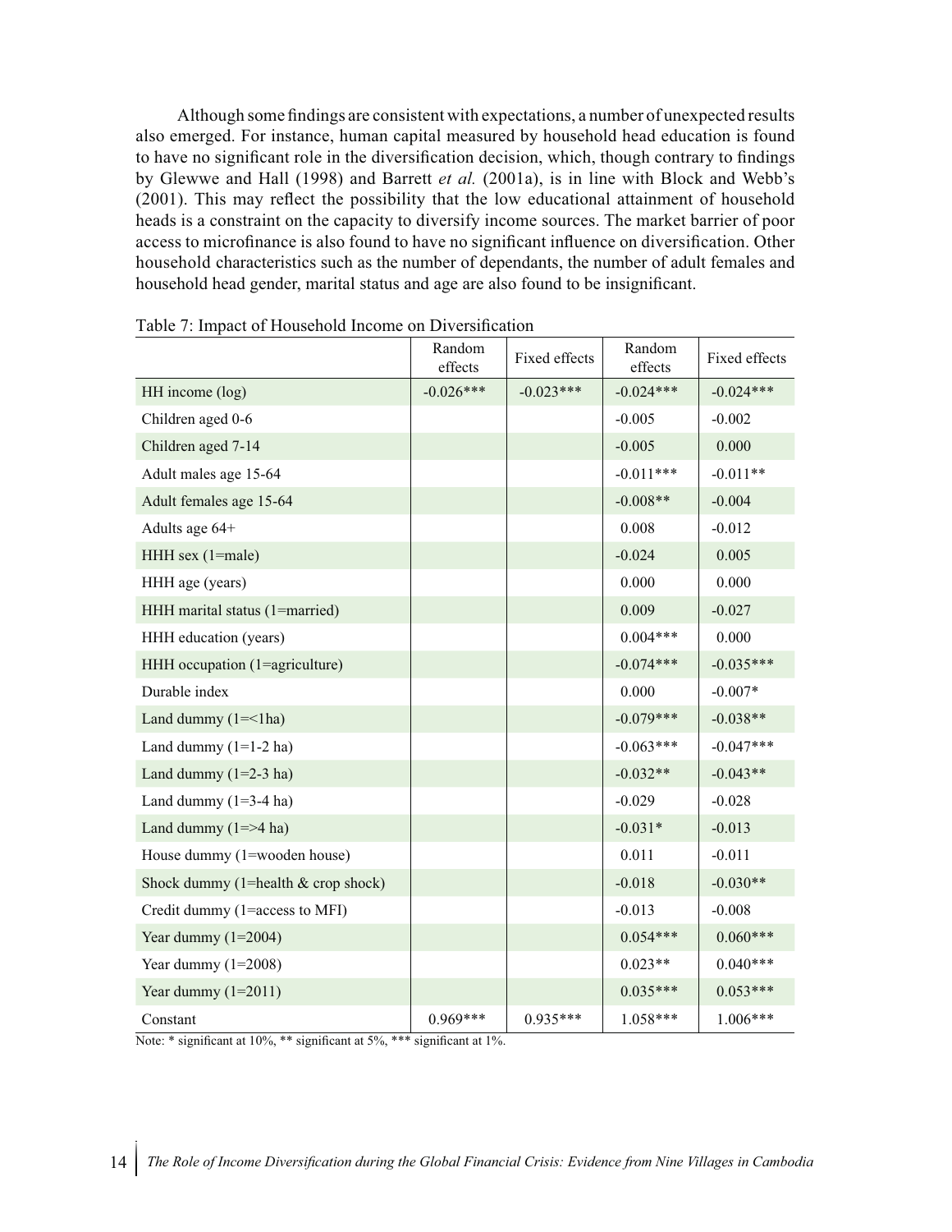Although some findings are consistent with expectations, a number of unexpected results also emerged. For instance, human capital measured by household head education is found to have no significant role in the diversification decision, which, though contrary to findings by Glewwe and Hall (1998) and Barrett *et al.* (2001a), is in line with Block and Webb's (2001). This may reflect the possibility that the low educational attainment of household heads is a constraint on the capacity to diversify income sources. The market barrier of poor access to microfinance is also found to have no significant influence on diversification. Other household characteristics such as the number of dependants, the number of adult females and household head gender, marital status and age are also found to be insignificant.

Table 7: Impact of Household Income on Diversification

| | Random effects | Fixed effects | Random effects | Fixed effects |
|---|---|---|---|---|
| HH income (log) | -0.026*** | -0.023*** | -0.024*** | -0.024*** |
| Children aged 0-6 | | | -0.005 | -0.002 |
| Children aged 7-14 | | | -0.005 | 0.000 |
| Adult males age 15-64 | | | -0.011*** | -0.011** |
| Adult females age 15-64 | | | -0.008** | -0.004 |
| Adults age 64+ | | | 0.008 | -0.012 |
| HHH sex (1=male) | | | -0.024 | 0.005 |
| HHH age (years) | | | 0.000 | 0.000 |
| HHH marital status (1=married) | | | 0.009 | -0.027 |
| HHH education (years) | | | 0.004*** | 0.000 |
| HHH occupation (1=agriculture) | | | -0.074*** | -0.035*** |
| Durable index | | | 0.000 | -0.007* |
| Land dummy (1=<1ha) | | | -0.079*** | -0.038** |
| Land dummy (1=1-2 ha) | | | -0.063*** | -0.047*** |
| Land dummy (1=2-3 ha) | | | -0.032** | -0.043** |
| Land dummy (1=3-4 ha) | | | -0.029 | -0.028 |
| Land dummy (1=>4 ha) | | | -0.031* | -0.013 |
| House dummy (1=wooden house) | | | 0.011 | -0.011 |
| Shock dummy (1=health & crop shock) | | | -0.018 | -0.030** |
| Credit dummy (1=access to MFI) | | | -0.013 | -0.008 |
| Year dummy (1=2004) | | | 0.054*** | 0.060*** |
| Year dummy (1=2008) | | | 0.023** | 0.040*** |
| Year dummy (1=2011) | | | 0.035*** | 0.053*** |
| Constant | 0.969*** | 0.935*** | 1.058*** | 1.006*** |

Note: * significant at 10%, ** significant at 5%, *** significant at 1%.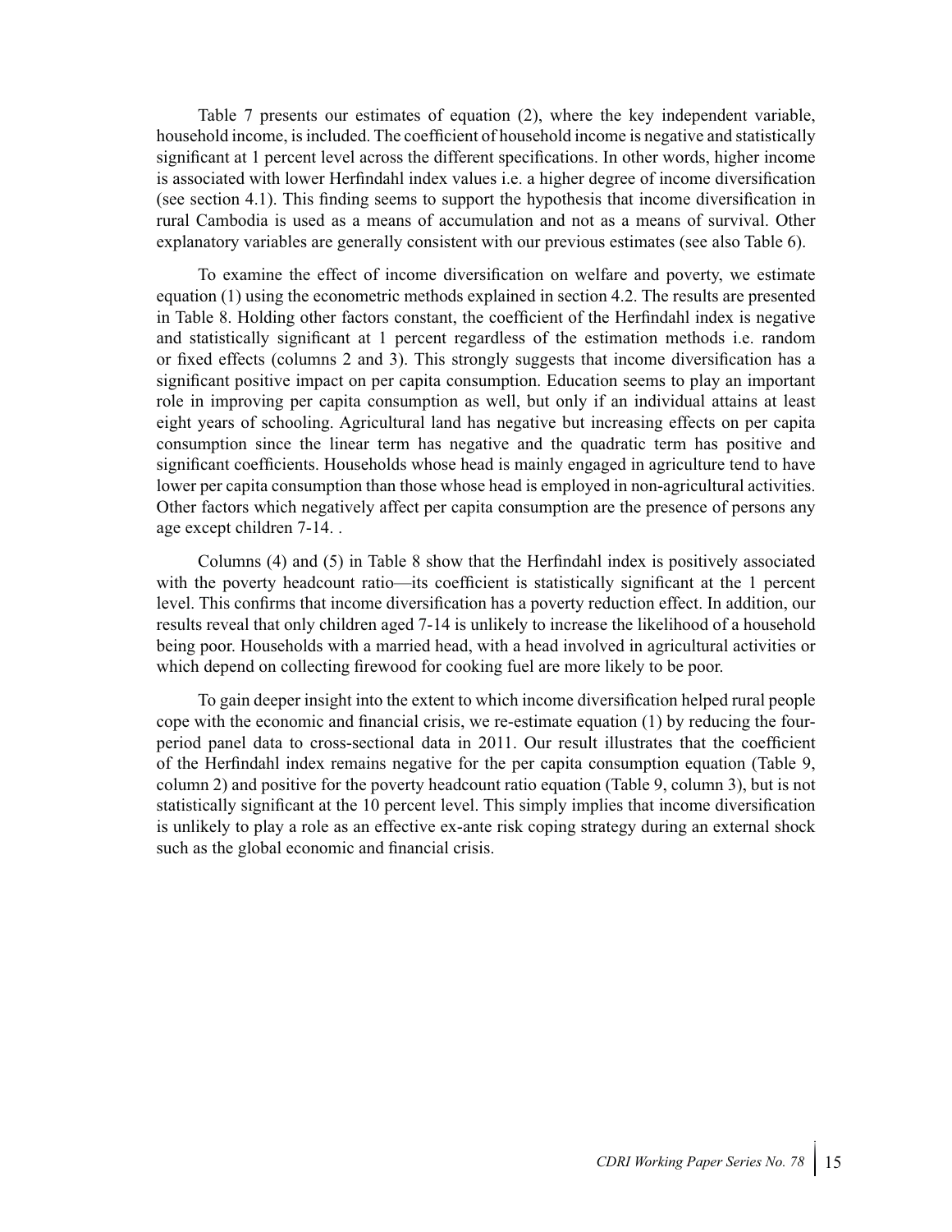Table 7 presents our estimates of equation (2), where the key independent variable, household income, is included. The coefficient of household income is negative and statistically significant at 1 percent level across the different specifications. In other words, higher income is associated with lower Herfindahl index values i.e. a higher degree of income diversification (see section 4.1). This finding seems to support the hypothesis that income diversification in rural Cambodia is used as a means of accumulation and not as a means of survival. Other explanatory variables are generally consistent with our previous estimates (see also Table 6).

To examine the effect of income diversification on welfare and poverty, we estimate equation (1) using the econometric methods explained in section 4.2. The results are presented in Table 8. Holding other factors constant, the coefficient of the Herfindahl index is negative and statistically significant at 1 percent regardless of the estimation methods i.e. random or fixed effects (columns 2 and 3). This strongly suggests that income diversification has a significant positive impact on per capita consumption. Education seems to play an important role in improving per capita consumption as well, but only if an individual attains at least eight years of schooling. Agricultural land has negative but increasing effects on per capita consumption since the linear term has negative and the quadratic term has positive and significant coefficients. Households whose head is mainly engaged in agriculture tend to have lower per capita consumption than those whose head is employed in non-agricultural activities. Other factors which negatively affect per capita consumption are the presence of persons any age except children 7-14. .

Columns (4) and (5) in Table 8 show that the Herfindahl index is positively associated with the poverty headcount ratio—its coefficient is statistically significant at the 1 percent level. This confirms that income diversification has a poverty reduction effect. In addition, our results reveal that only children aged 7-14 is unlikely to increase the likelihood of a household being poor. Households with a married head, with a head involved in agricultural activities or which depend on collecting firewood for cooking fuel are more likely to be poor.

To gain deeper insight into the extent to which income diversification helped rural people cope with the economic and financial crisis, we re-estimate equation (1) by reducing the four-period panel data to cross-sectional data in 2011. Our result illustrates that the coefficient of the Herfindahl index remains negative for the per capita consumption equation (Table 9, column 2) and positive for the poverty headcount ratio equation (Table 9, column 3), but is not statistically significant at the 10 percent level. This simply implies that income diversification is unlikely to play a role as an effective ex-ante risk coping strategy during an external shock such as the global economic and financial crisis.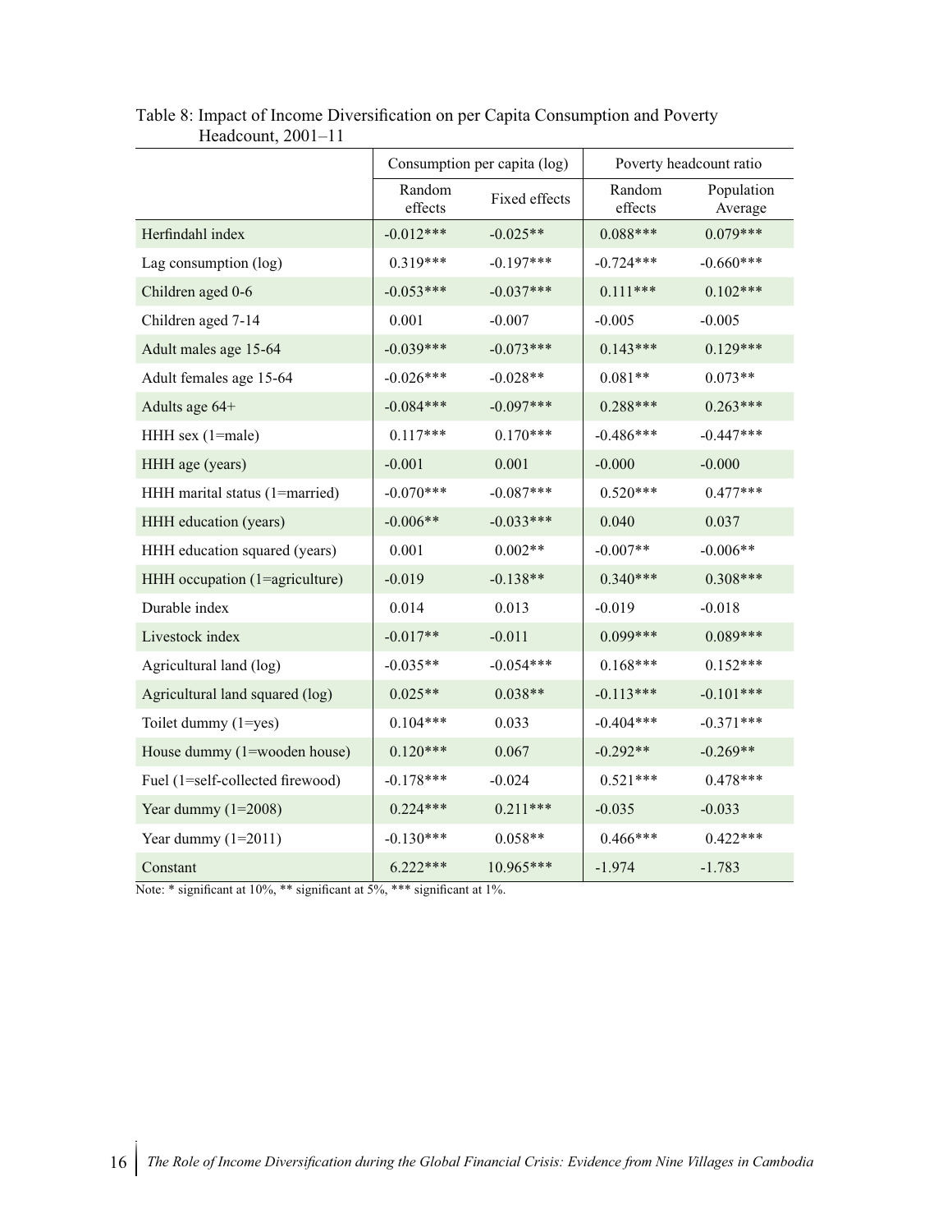Table 8: Impact of Income Diversification on per Capita Consumption and Poverty Headcount, 2001–11

| | Consumption per capita (log) | | Poverty headcount ratio | |
|---|---|---|---|---|
| | Random effects | Fixed effects | Random effects | Population Average |
| Herfindahl index | -0.012*** | -0.025** | 0.088*** | 0.079*** |
| Lag consumption (log) | 0.319*** | -0.197*** | -0.724*** | -0.660*** |
| Children aged 0-6 | -0.053*** | -0.037*** | 0.111*** | 0.102*** |
| Children aged 7-14 | 0.001 | -0.007 | -0.005 | -0.005 |
| Adult males age 15-64 | -0.039*** | -0.073*** | 0.143*** | 0.129*** |
| Adult females age 15-64 | -0.026*** | -0.028** | 0.081** | 0.073** |
| Adults age 64+ | -0.084*** | -0.097*** | 0.288*** | 0.263*** |
| HHH sex (1=male) | 0.117*** | 0.170*** | -0.486*** | -0.447*** |
| HHH age (years) | -0.001 | 0.001 | -0.000 | -0.000 |
| HHH marital status (1=married) | -0.070*** | -0.087*** | 0.520*** | 0.477*** |
| HHH education (years) | -0.006** | -0.033*** | 0.040 | 0.037 |
| HHH education squared (years) | 0.001 | 0.002** | -0.007** | -0.006** |
| HHH occupation (1=agriculture) | -0.019 | -0.138** | 0.340*** | 0.308*** |
| Durable index | 0.014 | 0.013 | -0.019 | -0.018 |
| Livestock index | -0.017** | -0.011 | 0.099*** | 0.089*** |
| Agricultural land (log) | -0.035** | -0.054*** | 0.168*** | 0.152*** |
| Agricultural land squared (log) | 0.025** | 0.038** | -0.113*** | -0.101*** |
| Toilet dummy (1=yes) | 0.104*** | 0.033 | -0.404*** | -0.371*** |
| House dummy (1=wooden house) | 0.120*** | 0.067 | -0.292** | -0.269** |
| Fuel (1=self-collected firewood) | -0.178*** | -0.024 | 0.521*** | 0.478*** |
| Year dummy (1=2008) | 0.224*** | 0.211*** | -0.035 | -0.033 |
| Year dummy (1=2011) | -0.130*** | 0.058** | 0.466*** | 0.422*** |
| Constant | 6.222*** | 10.965*** | -1.974 | -1.783 |

Note: * significant at 10%, ** significant at 5%, *** significant at 1%.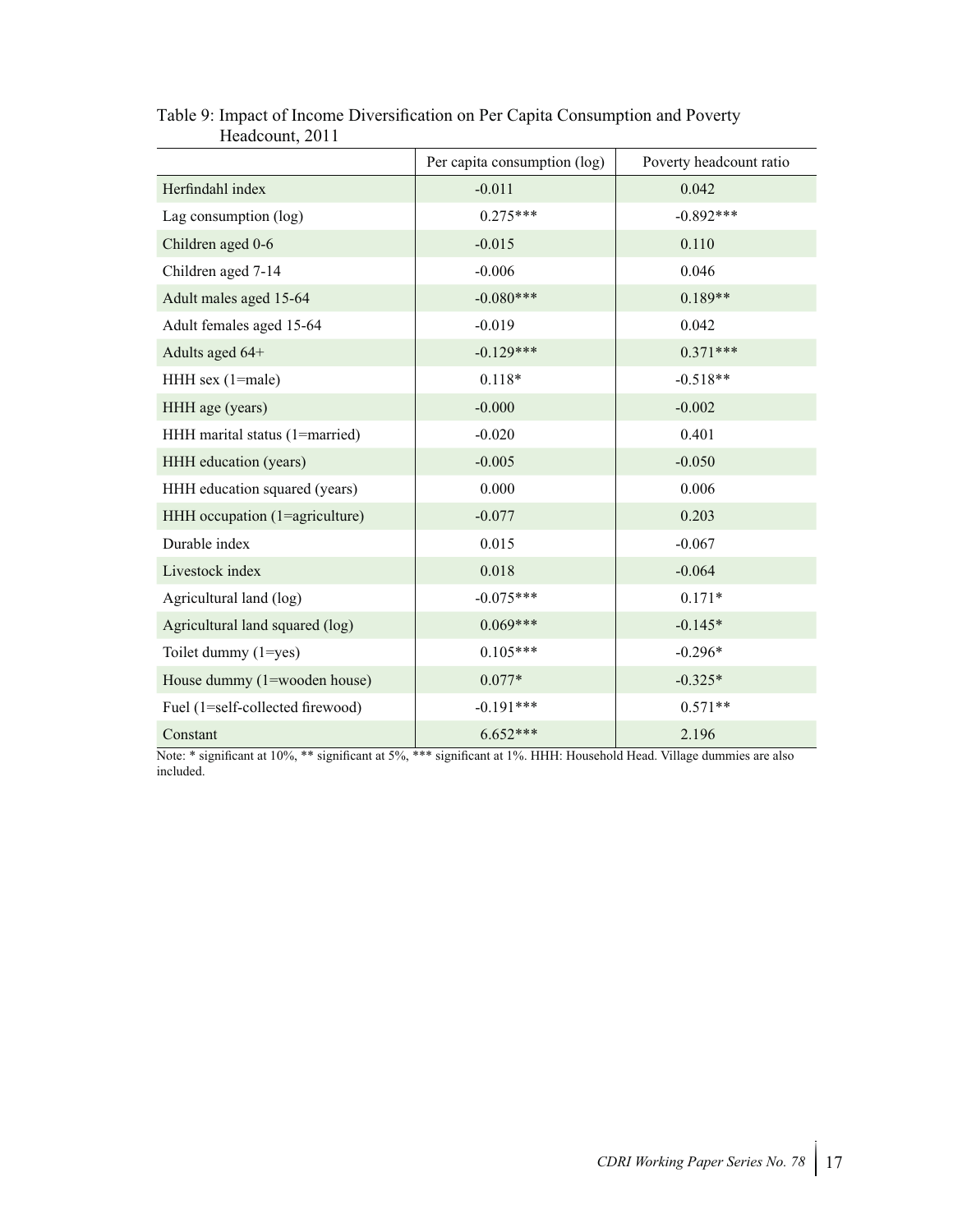Table 9: Impact of Income Diversification on Per Capita Consumption and Poverty Headcount, 2011

| | Per capita consumption (log) | Poverty headcount ratio |
|---|---|---|
| Herfindahl index | -0.011 | 0.042 |
| Lag consumption (log) | 0.275*** | -0.892*** |
| Children aged 0-6 | -0.015 | 0.110 |
| Children aged 7-14 | -0.006 | 0.046 |
| Adult males aged 15-64 | -0.080*** | 0.189** |
| Adult females aged 15-64 | -0.019 | 0.042 |
| Adults aged 64+ | -0.129*** | 0.371*** |
| HHH sex (1=male) | 0.118* | -0.518** |
| HHH age (years) | -0.000 | -0.002 |
| HHH marital status (1=married) | -0.020 | 0.401 |
| HHH education (years) | -0.005 | -0.050 |
| HHH education squared (years) | 0.000 | 0.006 |
| HHH occupation (1=agriculture) | -0.077 | 0.203 |
| Durable index | 0.015 | -0.067 |
| Livestock index | 0.018 | -0.064 |
| Agricultural land (log) | -0.075*** | 0.171* |
| Agricultural land squared (log) | 0.069*** | -0.145* |
| Toilet dummy (1=yes) | 0.105*** | -0.296* |
| House dummy (1=wooden house) | 0.077* | -0.325* |
| Fuel (1=self-collected firewood) | -0.191*** | 0.571** |
| Constant | 6.652*** | 2.196 |

Note: * significant at 10%, ** significant at 5%, *** significant at 1%. HHH: Household Head. Village dummies are also included.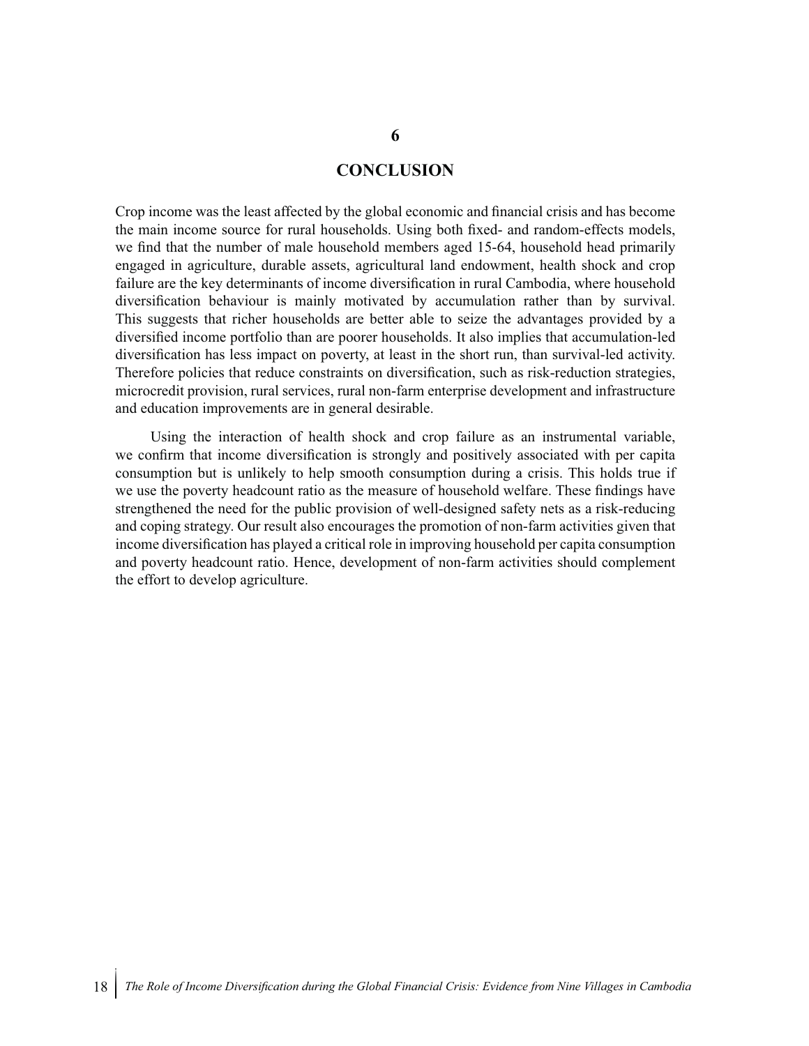# 6

# CONCLUSION

Crop income was the least affected by the global economic and financial crisis and has become the main income source for rural households. Using both fixed- and random-effects models, we find that the number of male household members aged 15-64, household head primarily engaged in agriculture, durable assets, agricultural land endowment, health shock and crop failure are the key determinants of income diversification in rural Cambodia, where household diversification behaviour is mainly motivated by accumulation rather than by survival. This suggests that richer households are better able to seize the advantages provided by a diversified income portfolio than are poorer households. It also implies that accumulation-led diversification has less impact on poverty, at least in the short run, than survival-led activity. Therefore policies that reduce constraints on diversification, such as risk-reduction strategies, microcredit provision, rural services, rural non-farm enterprise development and infrastructure and education improvements are in general desirable.

Using the interaction of health shock and crop failure as an instrumental variable, we confirm that income diversification is strongly and positively associated with per capita consumption but is unlikely to help smooth consumption during a crisis. This holds true if we use the poverty headcount ratio as the measure of household welfare. These findings have strengthened the need for the public provision of well-designed safety nets as a risk-reducing and coping strategy. Our result also encourages the promotion of non-farm activities given that income diversification has played a critical role in improving household per capita consumption and poverty headcount ratio. Hence, development of non-farm activities should complement the effort to develop agriculture.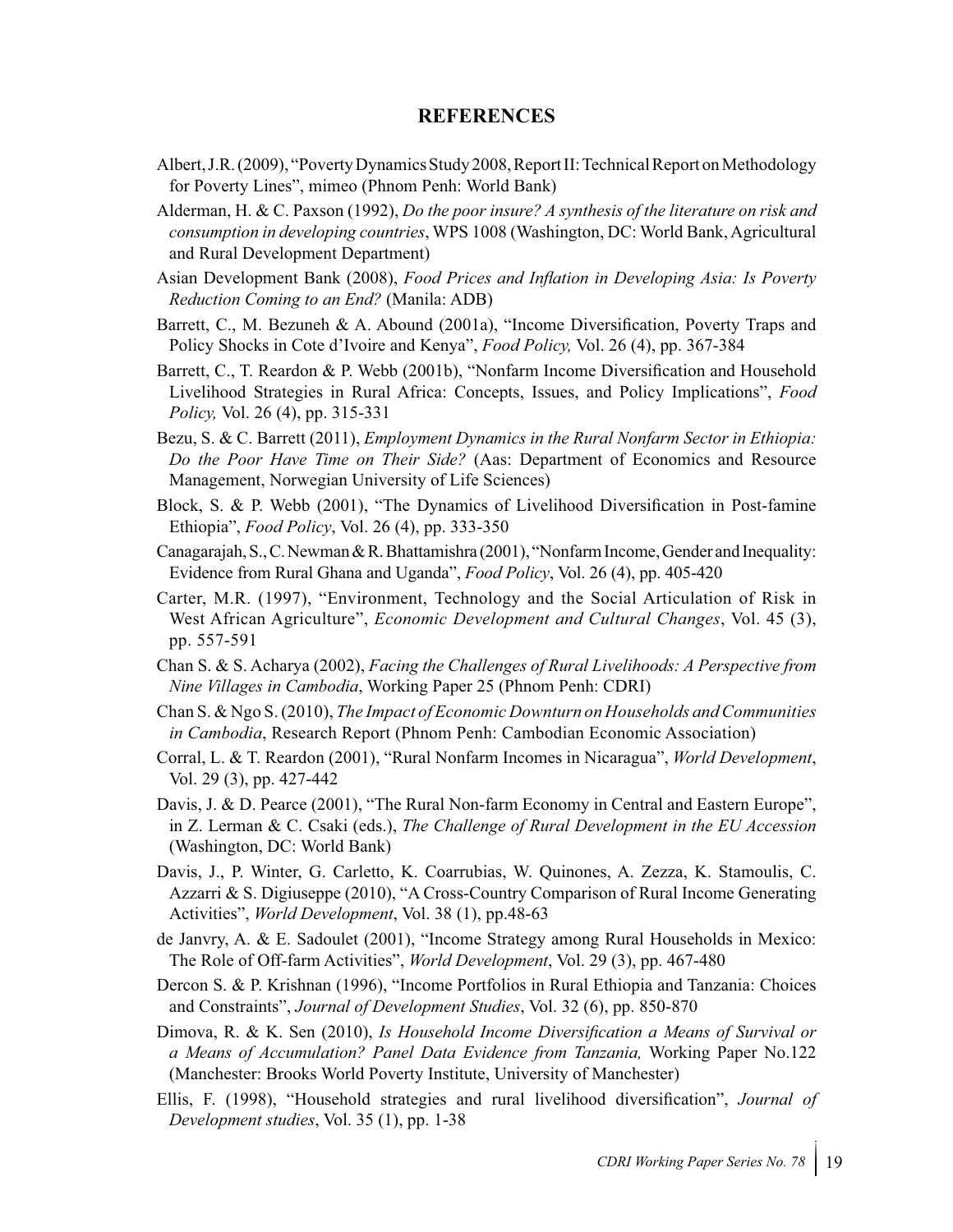## REFERENCES

Albert, J.R. (2009), "Poverty Dynamics Study 2008, Report II: Technical Report on Methodology for Poverty Lines", mimeo (Phnom Penh: World Bank)

Alderman, H. & C. Paxson (1992), *Do the poor insure? A synthesis of the literature on risk and consumption in developing countries*, WPS 1008 (Washington, DC: World Bank, Agricultural and Rural Development Department)

Asian Development Bank (2008), *Food Prices and Inflation in Developing Asia: Is Poverty Reduction Coming to an End?* (Manila: ADB)

Barrett, C., M. Bezuneh & A. Abound (2001a), "Income Diversification, Poverty Traps and Policy Shocks in Cote d'Ivoire and Kenya", *Food Policy,* Vol. 26 (4), pp. 367-384

Barrett, C., T. Reardon & P. Webb (2001b), "Nonfarm Income Diversification and Household Livelihood Strategies in Rural Africa: Concepts, Issues, and Policy Implications", *Food Policy,* Vol. 26 (4), pp. 315-331

Bezu, S. & C. Barrett (2011), *Employment Dynamics in the Rural Nonfarm Sector in Ethiopia: Do the Poor Have Time on Their Side?* (Aas: Department of Economics and Resource Management, Norwegian University of Life Sciences)

Block, S. & P. Webb (2001), "The Dynamics of Livelihood Diversification in Post-famine Ethiopia", *Food Policy*, Vol. 26 (4), pp. 333-350

Canagarajah, S., C. Newman & R. Bhattamishra (2001), "Nonfarm Income, Gender and Inequality: Evidence from Rural Ghana and Uganda", *Food Policy*, Vol. 26 (4), pp. 405-420

Carter, M.R. (1997), "Environment, Technology and the Social Articulation of Risk in West African Agriculture", *Economic Development and Cultural Changes*, Vol. 45 (3), pp. 557-591

Chan S. & S. Acharya (2002), *Facing the Challenges of Rural Livelihoods: A Perspective from Nine Villages in Cambodia*, Working Paper 25 (Phnom Penh: CDRI)

Chan S. & Ngo S. (2010), *The Impact of Economic Downturn on Households and Communities in Cambodia*, Research Report (Phnom Penh: Cambodian Economic Association)

Corral, L. & T. Reardon (2001), "Rural Nonfarm Incomes in Nicaragua", *World Development*, Vol. 29 (3), pp. 427-442

Davis, J. & D. Pearce (2001), "The Rural Non-farm Economy in Central and Eastern Europe", in Z. Lerman & C. Csaki (eds.), *The Challenge of Rural Development in the EU Accession* (Washington, DC: World Bank)

Davis, J., P. Winter, G. Carletto, K. Coarrubias, W. Quinones, A. Zezza, K. Stamoulis, C. Azzarri & S. Digiuseppe (2010), "A Cross-Country Comparison of Rural Income Generating Activities", *World Development*, Vol. 38 (1), pp.48-63

de Janvry, A. & E. Sadoulet (2001), "Income Strategy among Rural Households in Mexico: The Role of Off-farm Activities", *World Development*, Vol. 29 (3), pp. 467-480

Dercon S. & P. Krishnan (1996), "Income Portfolios in Rural Ethiopia and Tanzania: Choices and Constraints", *Journal of Development Studies*, Vol. 32 (6), pp. 850-870

Dimova, R. & K. Sen (2010), *Is Household Income Diversification a Means of Survival or a Means of Accumulation? Panel Data Evidence from Tanzania,* Working Paper No.122 (Manchester: Brooks World Poverty Institute, University of Manchester)

Ellis, F. (1998), "Household strategies and rural livelihood diversification", *Journal of Development studies*, Vol. 35 (1), pp. 1-38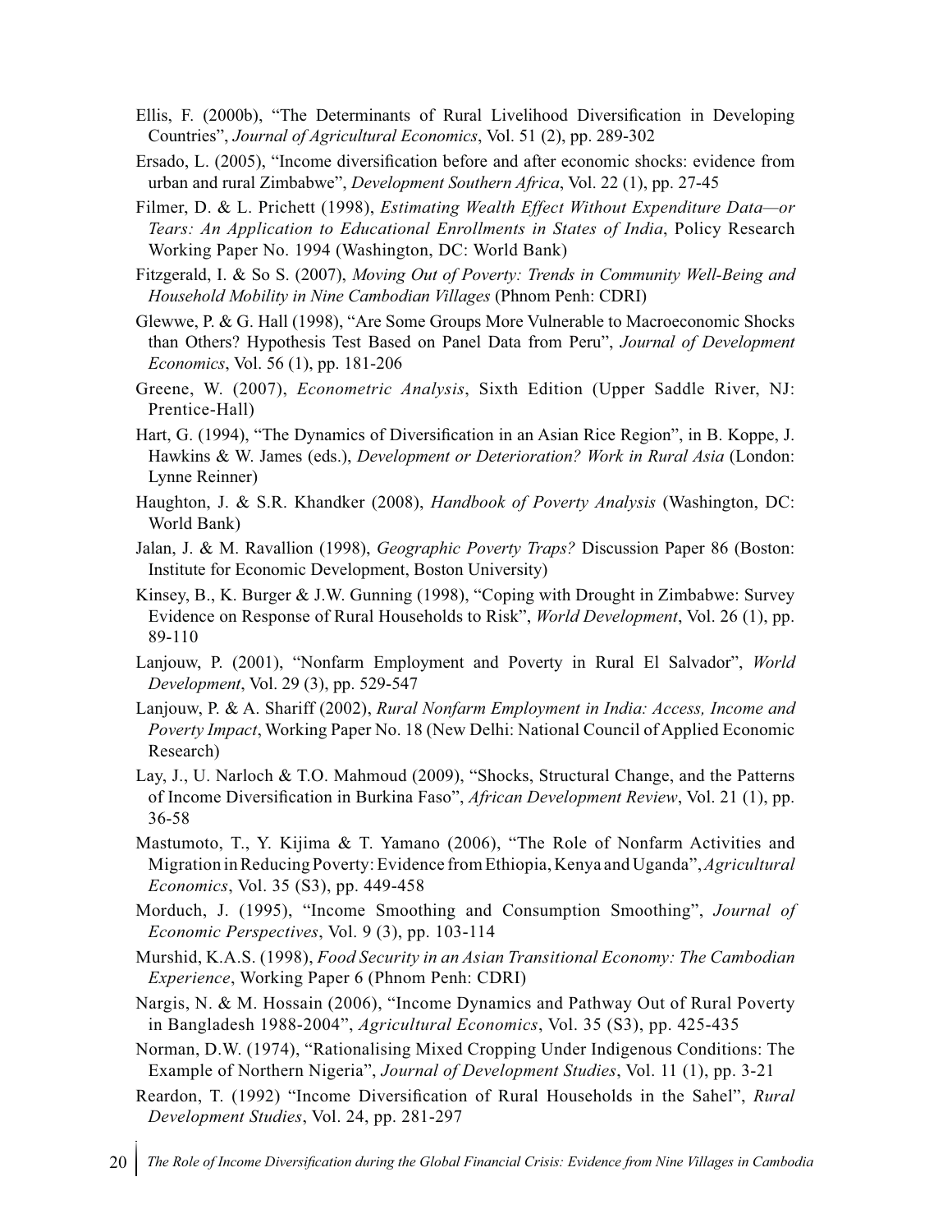Ellis, F. (2000b), "The Determinants of Rural Livelihood Diversification in Developing Countries", *Journal of Agricultural Economics*, Vol. 51 (2), pp. 289-302

Ersado, L. (2005), "Income diversification before and after economic shocks: evidence from urban and rural Zimbabwe", *Development Southern Africa*, Vol. 22 (1), pp. 27-45

Filmer, D. & L. Prichett (1998), *Estimating Wealth Effect Without Expenditure Data—or Tears: An Application to Educational Enrollments in States of India*, Policy Research Working Paper No. 1994 (Washington, DC: World Bank)

Fitzgerald, I. & So S. (2007), *Moving Out of Poverty: Trends in Community Well-Being and Household Mobility in Nine Cambodian Villages* (Phnom Penh: CDRI)

Glewwe, P. & G. Hall (1998), "Are Some Groups More Vulnerable to Macroeconomic Shocks than Others? Hypothesis Test Based on Panel Data from Peru", *Journal of Development Economics*, Vol. 56 (1), pp. 181-206

Greene, W. (2007), *Econometric Analysis*, Sixth Edition (Upper Saddle River, NJ: Prentice-Hall)

Hart, G. (1994), "The Dynamics of Diversification in an Asian Rice Region", in B. Koppe, J. Hawkins & W. James (eds.), *Development or Deterioration? Work in Rural Asia* (London: Lynne Reinner)

Haughton, J. & S.R. Khandker (2008), *Handbook of Poverty Analysis* (Washington, DC: World Bank)

Jalan, J. & M. Ravallion (1998), *Geographic Poverty Traps?* Discussion Paper 86 (Boston: Institute for Economic Development, Boston University)

Kinsey, B., K. Burger & J.W. Gunning (1998), "Coping with Drought in Zimbabwe: Survey Evidence on Response of Rural Households to Risk", *World Development*, Vol. 26 (1), pp. 89-110

Lanjouw, P. (2001), "Nonfarm Employment and Poverty in Rural El Salvador", *World Development*, Vol. 29 (3), pp. 529-547

Lanjouw, P. & A. Shariff (2002), *Rural Nonfarm Employment in India: Access, Income and Poverty Impact*, Working Paper No. 18 (New Delhi: National Council of Applied Economic Research)

Lay, J., U. Narloch & T.O. Mahmoud (2009), "Shocks, Structural Change, and the Patterns of Income Diversification in Burkina Faso", *African Development Review*, Vol. 21 (1), pp. 36-58

Mastumoto, T., Y. Kijima & T. Yamano (2006), "The Role of Nonfarm Activities and Migration in Reducing Poverty: Evidence from Ethiopia, Kenya and Uganda", *Agricultural Economics*, Vol. 35 (S3), pp. 449-458

Morduch, J. (1995), "Income Smoothing and Consumption Smoothing", *Journal of Economic Perspectives*, Vol. 9 (3), pp. 103-114

Murshid, K.A.S. (1998), *Food Security in an Asian Transitional Economy: The Cambodian Experience*, Working Paper 6 (Phnom Penh: CDRI)

Nargis, N. & M. Hossain (2006), "Income Dynamics and Pathway Out of Rural Poverty in Bangladesh 1988-2004", *Agricultural Economics*, Vol. 35 (S3), pp. 425-435

Norman, D.W. (1974), "Rationalising Mixed Cropping Under Indigenous Conditions: The Example of Northern Nigeria", *Journal of Development Studies*, Vol. 11 (1), pp. 3-21

Reardon, T. (1992) "Income Diversification of Rural Households in the Sahel", *Rural Development Studies*, Vol. 24, pp. 281-297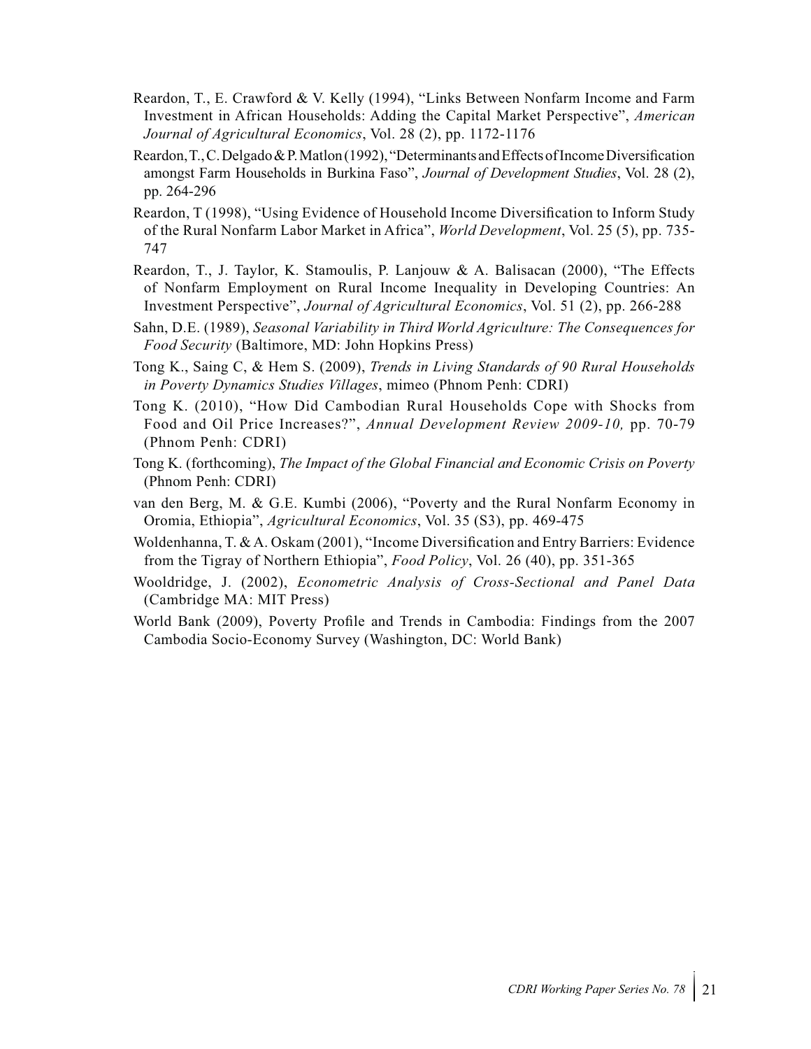Reardon, T., E. Crawford & V. Kelly (1994), “Links Between Nonfarm Income and Farm Investment in African Households: Adding the Capital Market Perspective”, *American Journal of Agricultural Economics*, Vol. 28 (2), pp. 1172-1176

Reardon, T., C. Delgado & P. Matlon (1992), “Determinants and Effects of Income Diversification amongst Farm Households in Burkina Faso”, *Journal of Development Studies*, Vol. 28 (2), pp. 264-296

Reardon, T (1998), “Using Evidence of Household Income Diversification to Inform Study of the Rural Nonfarm Labor Market in Africa”, *World Development*, Vol. 25 (5), pp. 735-747

Reardon, T., J. Taylor, K. Stamoulis, P. Lanjouw & A. Balisacan (2000), “The Effects of Nonfarm Employment on Rural Income Inequality in Developing Countries: An Investment Perspective”, *Journal of Agricultural Economics*, Vol. 51 (2), pp. 266-288

Sahn, D.E. (1989), *Seasonal Variability in Third World Agriculture: The Consequences for Food Security* (Baltimore, MD: John Hopkins Press)

Tong K., Saing C, & Hem S. (2009), *Trends in Living Standards of 90 Rural Households in Poverty Dynamics Studies Villages*, mimeo (Phnom Penh: CDRI)

Tong K. (2010), “How Did Cambodian Rural Households Cope with Shocks from Food and Oil Price Increases?”, *Annual Development Review 2009-10,* pp. 70-79 (Phnom Penh: CDRI)

Tong K. (forthcoming), *The Impact of the Global Financial and Economic Crisis on Poverty* (Phnom Penh: CDRI)

van den Berg, M. & G.E. Kumbi (2006), “Poverty and the Rural Nonfarm Economy in Oromia, Ethiopia”, *Agricultural Economics*, Vol. 35 (S3), pp. 469-475

Woldenhanna, T. & A. Oskam (2001), “Income Diversification and Entry Barriers: Evidence from the Tigray of Northern Ethiopia”, *Food Policy*, Vol. 26 (40), pp. 351-365

Wooldridge, J. (2002), *Econometric Analysis of Cross-Sectional and Panel Data* (Cambridge MA: MIT Press)

World Bank (2009), Poverty Profile and Trends in Cambodia: Findings from the 2007 Cambodia Socio-Economy Survey (Washington, DC: World Bank)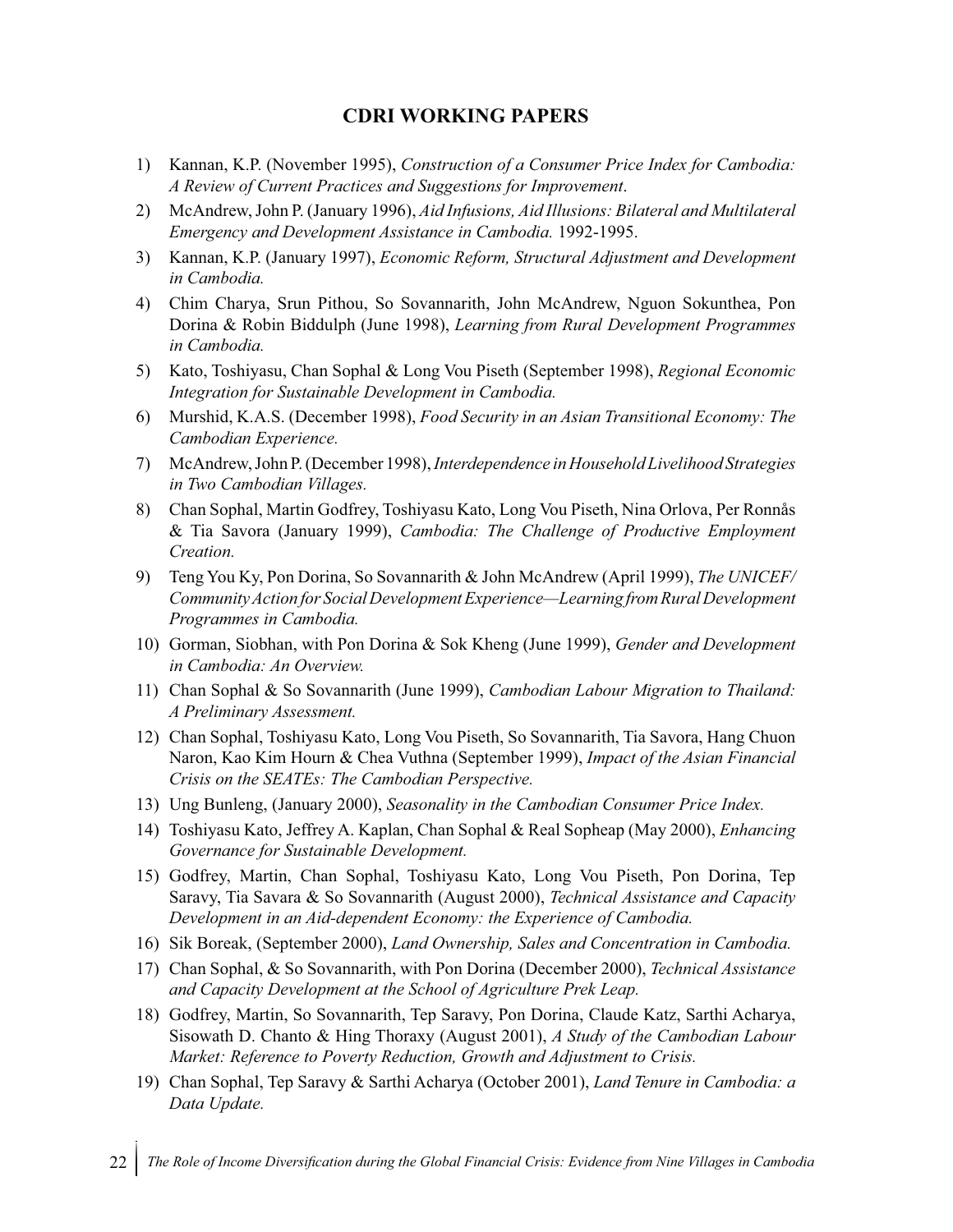## CDRI WORKING PAPERS

1) Kannan, K.P. (November 1995), *Construction of a Consumer Price Index for Cambodia: A Review of Current Practices and Suggestions for Improvement*.
2) McAndrew, John P. (January 1996), *Aid Infusions, Aid Illusions: Bilateral and Multilateral Emergency and Development Assistance in Cambodia.* 1992-1995.
3) Kannan, K.P. (January 1997), *Economic Reform, Structural Adjustment and Development in Cambodia.*
4) Chim Charya, Srun Pithou, So Sovannarith, John McAndrew, Nguon Sokunthea, Pon Dorina & Robin Biddulph (June 1998), *Learning from Rural Development Programmes in Cambodia.*
5) Kato, Toshiyasu, Chan Sophal & Long Vou Piseth (September 1998), *Regional Economic Integration for Sustainable Development in Cambodia.*
6) Murshid, K.A.S. (December 1998), *Food Security in an Asian Transitional Economy: The Cambodian Experience.*
7) McAndrew, John P. (December 1998), *Interdependence in Household Livelihood Strategies in Two Cambodian Villages.*
8) Chan Sophal, Martin Godfrey, Toshiyasu Kato, Long Vou Piseth, Nina Orlova, Per Ronnås & Tia Savora (January 1999), *Cambodia: The Challenge of Productive Employment Creation.*
9) Teng You Ky, Pon Dorina, So Sovannarith & John McAndrew (April 1999), *The UNICEF/Community Action for Social Development Experience—Learning from Rural Development Programmes in Cambodia.*
10) Gorman, Siobhan, with Pon Dorina & Sok Kheng (June 1999), *Gender and Development in Cambodia: An Overview.*
11) Chan Sophal & So Sovannarith (June 1999), *Cambodian Labour Migration to Thailand: A Preliminary Assessment.*
12) Chan Sophal, Toshiyasu Kato, Long Vou Piseth, So Sovannarith, Tia Savora, Hang Chuon Naron, Kao Kim Hourn & Chea Vuthna (September 1999), *Impact of the Asian Financial Crisis on the SEATEs: The Cambodian Perspective.*
13) Ung Bunleng, (January 2000), *Seasonality in the Cambodian Consumer Price Index.*
14) Toshiyasu Kato, Jeffrey A. Kaplan, Chan Sophal & Real Sopheap (May 2000), *Enhancing Governance for Sustainable Development.*
15) Godfrey, Martin, Chan Sophal, Toshiyasu Kato, Long Vou Piseth, Pon Dorina, Tep Saravy, Tia Savara & So Sovannarith (August 2000), *Technical Assistance and Capacity Development in an Aid-dependent Economy: the Experience of Cambodia.*
16) Sik Boreak, (September 2000), *Land Ownership, Sales and Concentration in Cambodia.*
17) Chan Sophal, & So Sovannarith, with Pon Dorina (December 2000), *Technical Assistance and Capacity Development at the School of Agriculture Prek Leap.*
18) Godfrey, Martin, So Sovannarith, Tep Saravy, Pon Dorina, Claude Katz, Sarthi Acharya, Sisowath D. Chanto & Hing Thoraxy (August 2001), *A Study of the Cambodian Labour Market: Reference to Poverty Reduction, Growth and Adjustment to Crisis.*
19) Chan Sophal, Tep Saravy & Sarthi Acharya (October 2001), *Land Tenure in Cambodia: a Data Update.*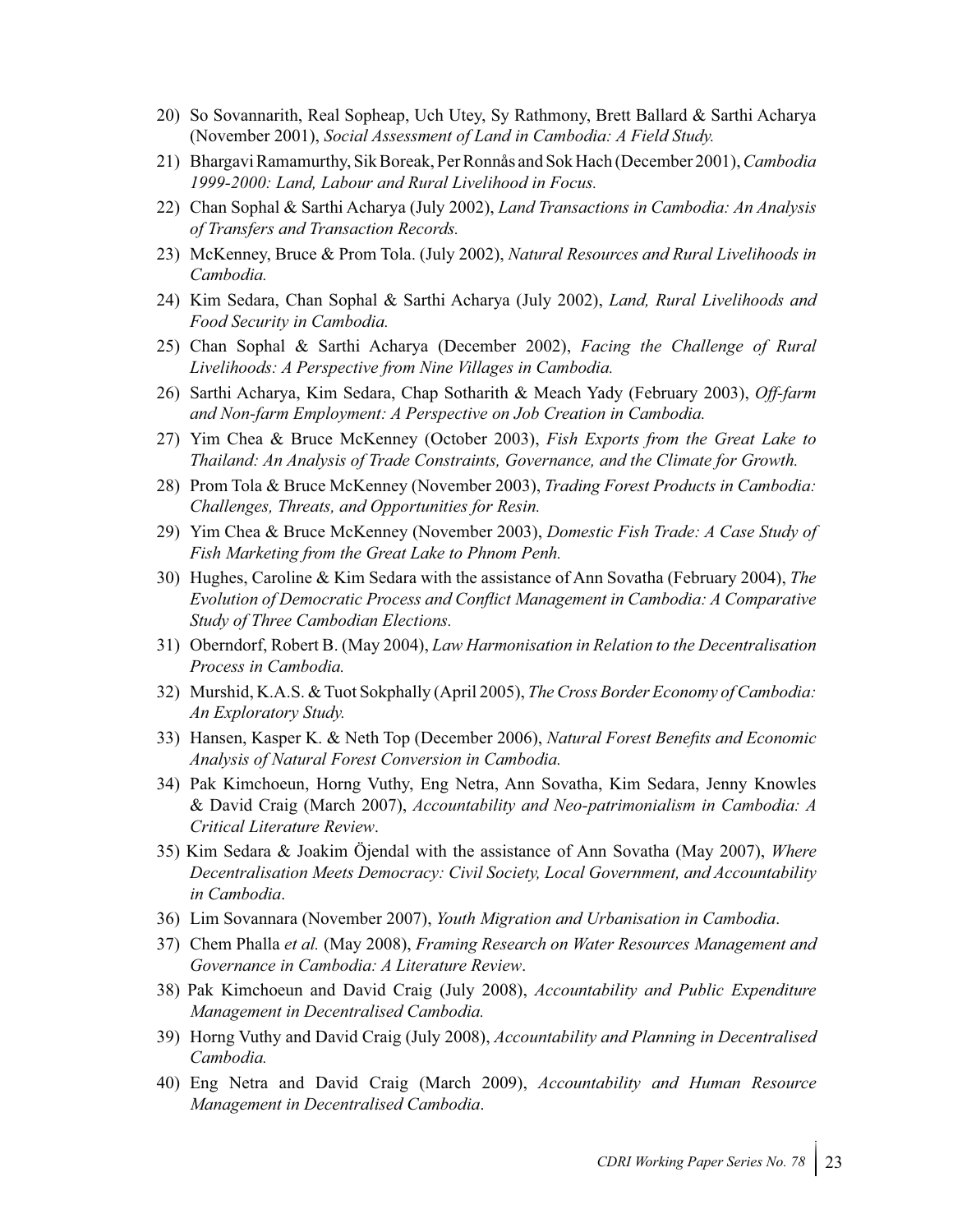20) So Sovannarith, Real Sopheap, Uch Utey, Sy Rathmony, Brett Ballard & Sarthi Acharya (November 2001), *Social Assessment of Land in Cambodia: A Field Study.*

21) Bhargavi Ramamurthy, Sik Boreak, Per Ronnås and Sok Hach (December 2001), *Cambodia 1999-2000: Land, Labour and Rural Livelihood in Focus.*

22) Chan Sophal & Sarthi Acharya (July 2002), *Land Transactions in Cambodia: An Analysis of Transfers and Transaction Records.*

23) McKenney, Bruce & Prom Tola. (July 2002), *Natural Resources and Rural Livelihoods in Cambodia.*

24) Kim Sedara, Chan Sophal & Sarthi Acharya (July 2002), *Land, Rural Livelihoods and Food Security in Cambodia.*

25) Chan Sophal & Sarthi Acharya (December 2002), *Facing the Challenge of Rural Livelihoods: A Perspective from Nine Villages in Cambodia.*

26) Sarthi Acharya, Kim Sedara, Chap Sotharith & Meach Yady (February 2003), *Off-farm and Non-farm Employment: A Perspective on Job Creation in Cambodia.*

27) Yim Chea & Bruce McKenney (October 2003), *Fish Exports from the Great Lake to Thailand: An Analysis of Trade Constraints, Governance, and the Climate for Growth.*

28) Prom Tola & Bruce McKenney (November 2003), *Trading Forest Products in Cambodia: Challenges, Threats, and Opportunities for Resin.*

29) Yim Chea & Bruce McKenney (November 2003), *Domestic Fish Trade: A Case Study of Fish Marketing from the Great Lake to Phnom Penh.*

30) Hughes, Caroline & Kim Sedara with the assistance of Ann Sovatha (February 2004), *The Evolution of Democratic Process and Conflict Management in Cambodia: A Comparative Study of Three Cambodian Elections.*

31) Oberndorf, Robert B. (May 2004), *Law Harmonisation in Relation to the Decentralisation Process in Cambodia.*

32) Murshid, K.A.S. & Tuot Sokphally (April 2005), *The Cross Border Economy of Cambodia: An Exploratory Study.*

33) Hansen, Kasper K. & Neth Top (December 2006), *Natural Forest Benefits and Economic Analysis of Natural Forest Conversion in Cambodia.*

34) Pak Kimchoeun, Horng Vuthy, Eng Netra, Ann Sovatha, Kim Sedara, Jenny Knowles & David Craig (March 2007), *Accountability and Neo-patrimonialism in Cambodia: A Critical Literature Review*.

35) Kim Sedara & Joakim Öjendal with the assistance of Ann Sovatha (May 2007), *Where Decentralisation Meets Democracy: Civil Society, Local Government, and Accountability in Cambodia*.

36) Lim Sovannara (November 2007), *Youth Migration and Urbanisation in Cambodia*.

37) Chem Phalla *et al.* (May 2008), *Framing Research on Water Resources Management and Governance in Cambodia: A Literature Review*.

38) Pak Kimchoeun and David Craig (July 2008), *Accountability and Public Expenditure Management in Decentralised Cambodia.*

39) Horng Vuthy and David Craig (July 2008), *Accountability and Planning in Decentralised Cambodia.*

40) Eng Netra and David Craig (March 2009), *Accountability and Human Resource Management in Decentralised Cambodia*.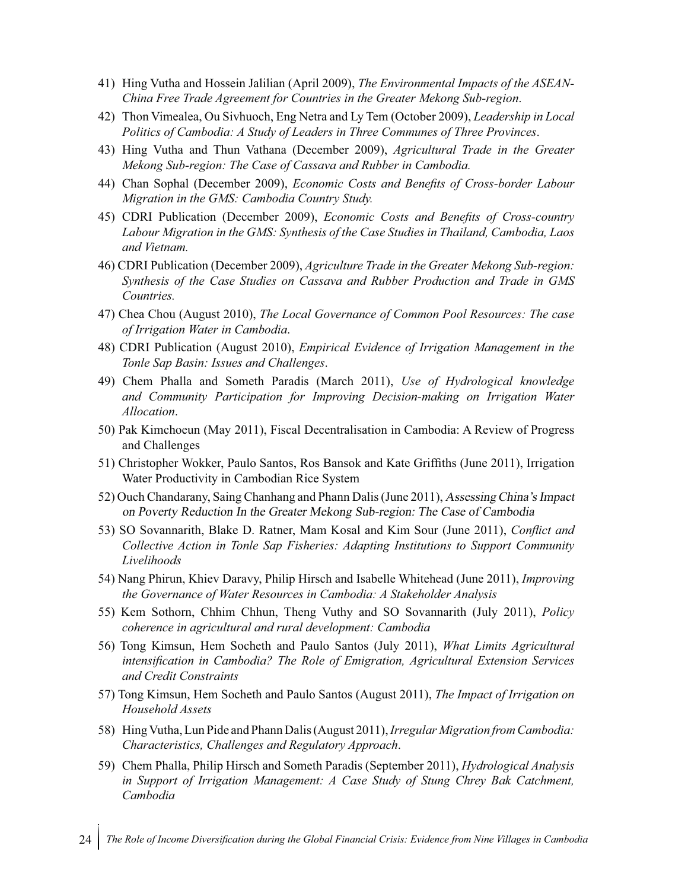41) Hing Vutha and Hossein Jalilian (April 2009), *The Environmental Impacts of the ASEAN-China Free Trade Agreement for Countries in the Greater Mekong Sub-region*.

42) Thon Vimealea, Ou Sivhuoch, Eng Netra and Ly Tem (October 2009), *Leadership in Local Politics of Cambodia: A Study of Leaders in Three Communes of Three Provinces*.

43) Hing Vutha and Thun Vathana (December 2009), *Agricultural Trade in the Greater Mekong Sub-region: The Case of Cassava and Rubber in Cambodia.*

44) Chan Sophal (December 2009), *Economic Costs and Benefits of Cross-border Labour Migration in the GMS: Cambodia Country Study.*

45) CDRI Publication (December 2009), *Economic Costs and Benefits of Cross-country Labour Migration in the GMS: Synthesis of the Case Studies in Thailand, Cambodia, Laos and Vietnam.*

46) CDRI Publication (December 2009), *Agriculture Trade in the Greater Mekong Sub-region: Synthesis of the Case Studies on Cassava and Rubber Production and Trade in GMS Countries.*

47) Chea Chou (August 2010), *The Local Governance of Common Pool Resources: The case of Irrigation Water in Cambodia*.

48) CDRI Publication (August 2010), *Empirical Evidence of Irrigation Management in the Tonle Sap Basin: Issues and Challenges*.

49) Chem Phalla and Someth Paradis (March 2011), *Use of Hydrological knowledge and Community Participation for Improving Decision-making on Irrigation Water Allocation*.

50) Pak Kimchoeun (May 2011), Fiscal Decentralisation in Cambodia: A Review of Progress and Challenges

51) Christopher Wokker, Paulo Santos, Ros Bansok and Kate Griffiths (June 2011), Irrigation Water Productivity in Cambodian Rice System

52) Ouch Chandarany, Saing Chanhang and Phann Dalis (June 2011), *Assessing China's Impact on Poverty Reduction In the Greater Mekong Sub-region: The Case of Cambodia*

53) SO Sovannarith, Blake D. Ratner, Mam Kosal and Kim Sour (June 2011), *Conflict and Collective Action in Tonle Sap Fisheries: Adapting Institutions to Support Community Livelihoods*

54) Nang Phirun, Khiev Daravy, Philip Hirsch and Isabelle Whitehead (June 2011), *Improving the Governance of Water Resources in Cambodia: A Stakeholder Analysis*

55) Kem Sothorn, Chhim Chhun, Theng Vuthy and SO Sovannarith (July 2011), *Policy coherence in agricultural and rural development: Cambodia*

56) Tong Kimsun, Hem Socheth and Paulo Santos (July 2011), *What Limits Agricultural intensification in Cambodia? The Role of Emigration, Agricultural Extension Services and Credit Constraints*

57) Tong Kimsun, Hem Socheth and Paulo Santos (August 2011), *The Impact of Irrigation on Household Assets*

58) Hing Vutha, Lun Pide and Phann Dalis (August 2011), *Irregular Migration from Cambodia: Characteristics, Challenges and Regulatory Approach*.

59) Chem Phalla, Philip Hirsch and Someth Paradis (September 2011), *Hydrological Analysis in Support of Irrigation Management: A Case Study of Stung Chrey Bak Catchment, Cambodia*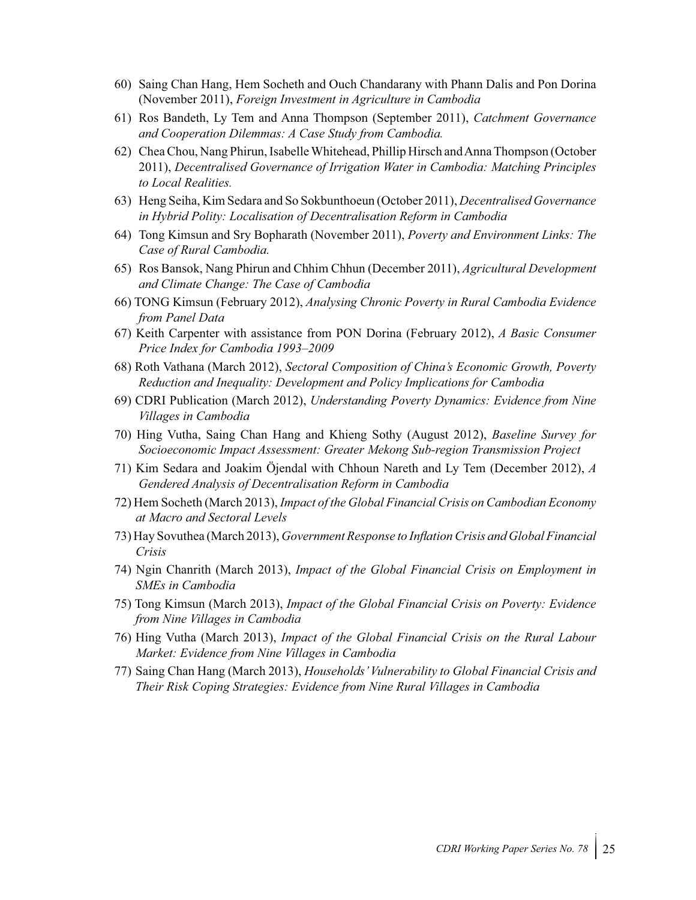60) Saing Chan Hang, Hem Socheth and Ouch Chandarany with Phann Dalis and Pon Dorina (November 2011), *Foreign Investment in Agriculture in Cambodia*

61) Ros Bandeth, Ly Tem and Anna Thompson (September 2011), *Catchment Governance and Cooperation Dilemmas: A Case Study from Cambodia.*

62) Chea Chou, Nang Phirun, Isabelle Whitehead, Phillip Hirsch and Anna Thompson (October 2011), *Decentralised Governance of Irrigation Water in Cambodia: Matching Principles to Local Realities.*

63) Heng Seiha, Kim Sedara and So Sokbunthoeun (October 2011), *Decentralised Governance in Hybrid Polity: Localisation of Decentralisation Reform in Cambodia*

64) Tong Kimsun and Sry Bopharath (November 2011), *Poverty and Environment Links: The Case of Rural Cambodia.*

65) Ros Bansok, Nang Phirun and Chhim Chhun (December 2011), *Agricultural Development and Climate Change: The Case of Cambodia*

66) TONG Kimsun (February 2012), *Analysing Chronic Poverty in Rural Cambodia Evidence from Panel Data*

67) Keith Carpenter with assistance from PON Dorina (February 2012), *A Basic Consumer Price Index for Cambodia 1993–2009*

68) Roth Vathana (March 2012), *Sectoral Composition of China's Economic Growth, Poverty Reduction and Inequality: Development and Policy Implications for Cambodia*

69) CDRI Publication (March 2012), *Understanding Poverty Dynamics: Evidence from Nine Villages in Cambodia*

70) Hing Vutha, Saing Chan Hang and Khieng Sothy (August 2012), *Baseline Survey for Socioeconomic Impact Assessment: Greater Mekong Sub-region Transmission Project*

71) Kim Sedara and Joakim Öjendal with Chhoun Nareth and Ly Tem (December 2012), *A Gendered Analysis of Decentralisation Reform in Cambodia*

72) Hem Socheth (March 2013), *Impact of the Global Financial Crisis on Cambodian Economy at Macro and Sectoral Levels*

73) Hay Sovuthea (March 2013), *Government Response to Inflation Crisis and Global Financial Crisis*

74) Ngin Chanrith (March 2013), *Impact of the Global Financial Crisis on Employment in SMEs in Cambodia*

75) Tong Kimsun (March 2013), *Impact of the Global Financial Crisis on Poverty: Evidence from Nine Villages in Cambodia*

76) Hing Vutha (March 2013), *Impact of the Global Financial Crisis on the Rural Labour Market: Evidence from Nine Villages in Cambodia*

77) Saing Chan Hang (March 2013), *Households' Vulnerability to Global Financial Crisis and Their Risk Coping Strategies: Evidence from Nine Rural Villages in Cambodia*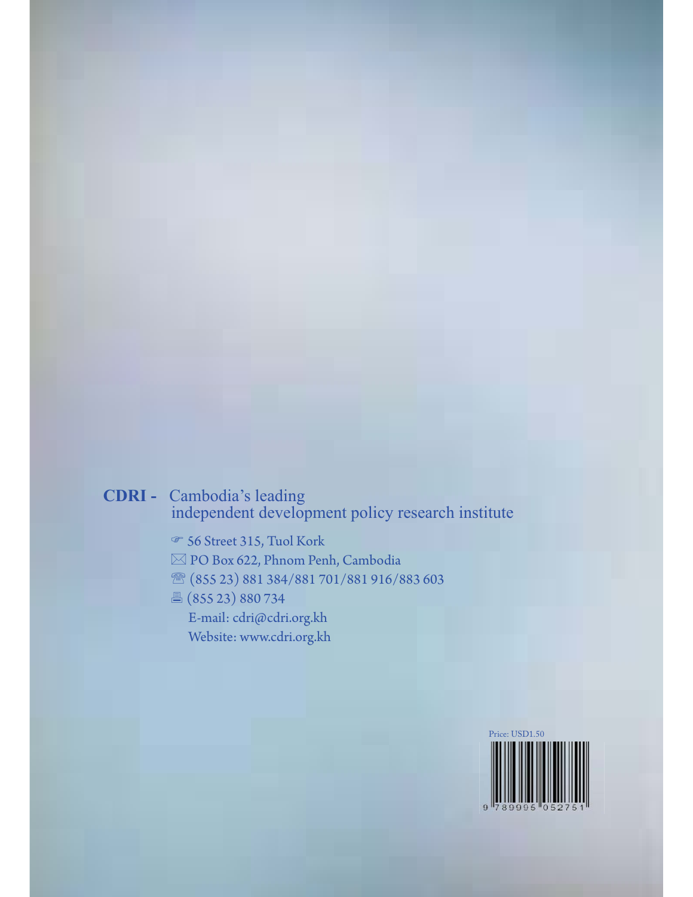**CDRI -** Cambodia's leading independent development policy research institute

☞ 56 Street 315, Tuol Kork

✉ PO Box 622, Phnom Penh, Cambodia

☏ (855 23) 881 384/881 701/881 916/883 603

🖷 (855 23) 880 734

E-mail: cdri@cdri.org.kh

Website: www.cdri.org.kh

Price: USD1.50

9 789995 052751